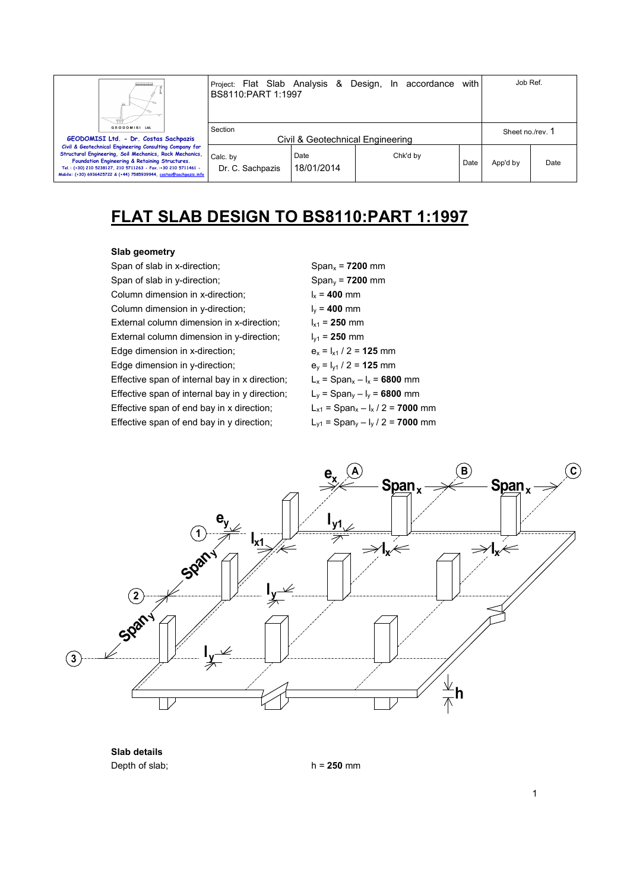# FLAT SLAB DESIGN TO BS8110:PART 1:1997

### Slab geometry

| | |
|---|---|
| Span of slab in x-direction; | $Span_x$ = **7200** mm |
| Span of slab in y-direction; | $Span_y$ = **7200** mm |
| Column dimension in x-direction; | $l_x$ = **400** mm |
| Column dimension in y-direction; | $l_y$ = **400** mm |
| External column dimension in x-direction; | $l_{x1}$ = **250** mm |
| External column dimension in y-direction; | $l_{y1}$ = **250** mm |
| Edge dimension in x-direction; | $e_x = l_{x1} / 2$ = **125** mm |
| Edge dimension in y-direction; | $e_y = l_{y1} / 2$ = **125** mm |
| Effective span of internal bay in x direction; | $L_x = Span_x - l_x$ = **6800** mm |
| Effective span of internal bay in y direction; | $L_y = Span_y - l_y$ = **6800** mm |
| Effective span of end bay in x direction; | $L_{x1} = Span_x - l_x / 2$ = **7000** mm |
| Effective span of end bay in y direction; | $L_{y1} = Span_y - l_y / 2$ = **7000** mm |

### Slab details

Depth of slab; h = **250** mm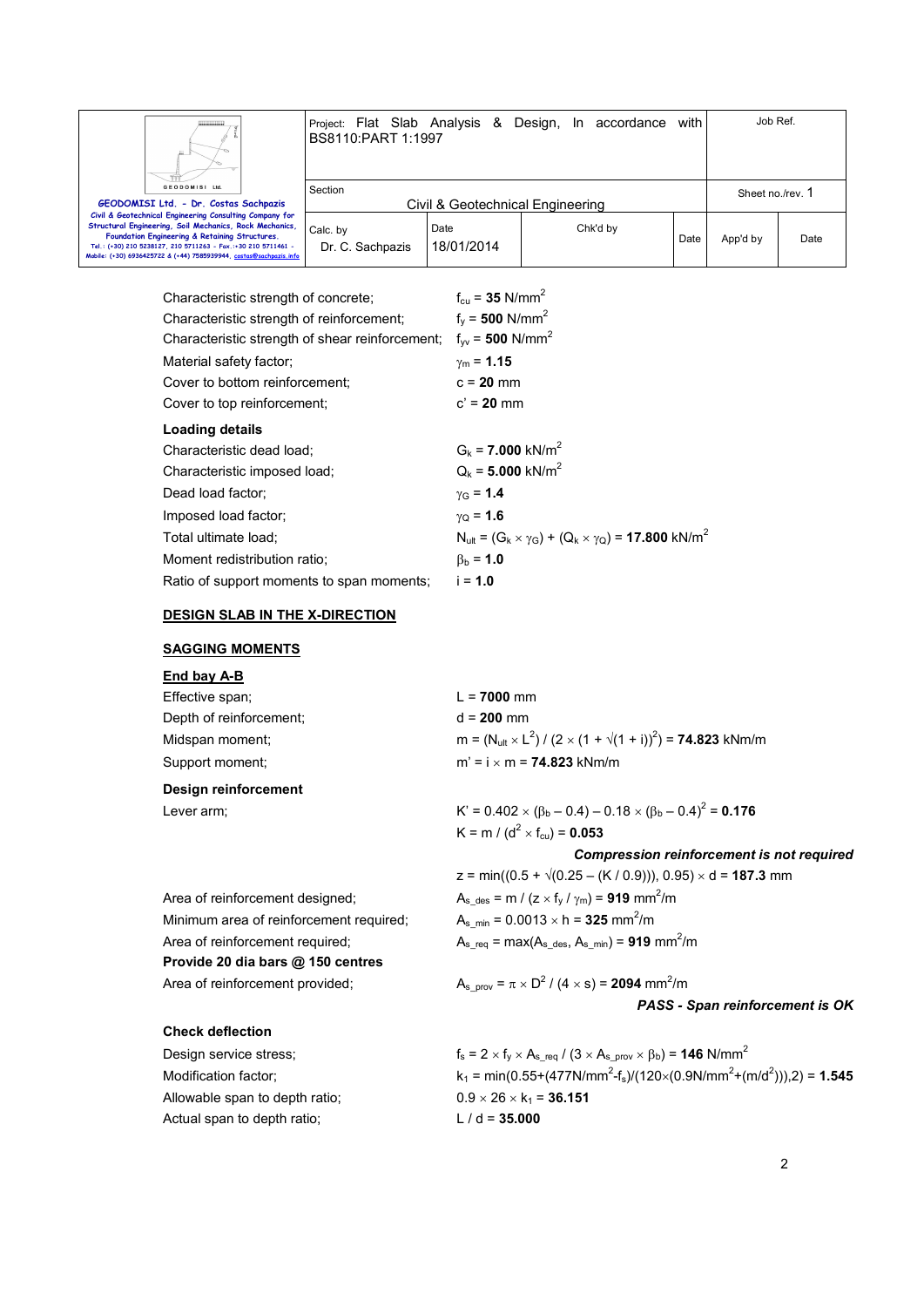Characteristic strength of concrete; $f_{cu}$ = **35** N/mm$^2$

Characteristic strength of reinforcement; $f_y$ = **500** N/mm$^2$

Characteristic strength of shear reinforcement; $f_{yv}$ = **500** N/mm$^2$

Material safety factor; $\gamma_m$ = **1.15**

Cover to bottom reinforcement; c = **20** mm

Cover to top reinforcement; c' = **20** mm

**Loading details**

Characteristic dead load; $G_k$ = **7.000** kN/m$^2$

Characteristic imposed load; $Q_k$ = **5.000** kN/m$^2$

Dead load factor; $\gamma_G$ = **1.4**

Imposed load factor; $\gamma_Q$ = **1.6**

Total ultimate load; $N_{ult} = (G_k \times \gamma_G) + (Q_k \times \gamma_Q)$ = **17.800** kN/m$^2$

Moment redistribution ratio; $\beta_b$ = **1.0**

Ratio of support moments to span moments; i = **1.0**

## DESIGN SLAB IN THE X-DIRECTION

### SAGGING MOMENTS

#### End bay A-B

Effective span; L = **7000** mm

Depth of reinforcement; d = **200** mm

Midspan moment; $m = (N_{ult} \times L^2) / (2 \times (1 + \sqrt{(1 + i)})^2)$ = **74.823** kNm/m

Support moment; $m' = i \times m$ = **74.823** kNm/m

**Design reinforcement**

Lever arm; $K' = 0.402 \times (\beta_b - 0.4) - 0.18 \times (\beta_b - 0.4)^2$ = **0.176**

$K = m / (d^2 \times f_{cu})$ = **0.053**

***Compression reinforcement is not required***

$z = \min((0.5 + \sqrt{(0.25 - (K / 0.9))}), 0.95) \times d$ = **187.3** mm

Area of reinforcement designed; $A_{s\_des} = m / (z \times f_y / \gamma_m)$ = **919** mm$^2$/m

Minimum area of reinforcement required; $A_{s\_min} = 0.0013 \times h$ = **325** mm$^2$/m

Area of reinforcement required; $A_{s\_req} = \max(A_{s\_des}, A_{s\_min})$ = **919** mm$^2$/m

**Provide 20 dia bars @ 150 centres**

Area of reinforcement provided; $A_{s\_prov} = \pi \times D^2 / (4 \times s)$ = **2094** mm$^2$/m

***PASS - Span reinforcement is OK***

**Check deflection**

Design service stress; $f_s = 2 \times f_y \times A_{s\_req} / (3 \times A_{s\_prov} \times \beta_b)$ = **146** N/mm$^2$

Modification factor; $k_1 = \min(0.55+(477\text{N/mm}^2 - f_s)/(120\times(0.9\text{N/mm}^2+(m/d^2))),2)$ = **1.545**

Allowable span to depth ratio; $0.9 \times 26 \times k_1$ = **36.151**

Actual span to depth ratio; $L / d$ = **35.000**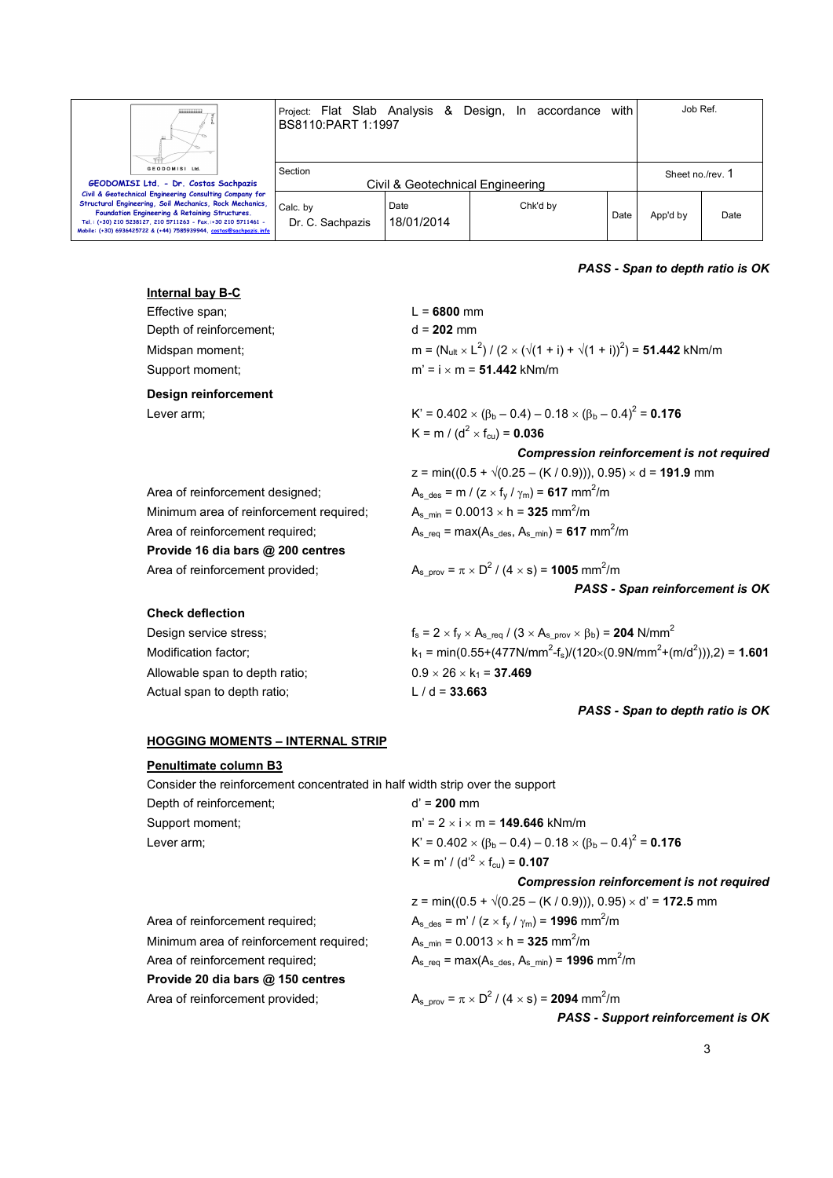***PASS - Span to depth ratio is OK***

**Internal bay B-C**

Effective span; $L = \mathbf{6800}$ mm

Depth of reinforcement; $d = \mathbf{202}$ mm

Midspan moment; $m = (N_{ult} \times L^2) / (2 \times (\sqrt{(1 + i)} + \sqrt{(1 + i)})^2) = \mathbf{51.442}$ kNm/m

Support moment; $m' = i \times m = \mathbf{51.442}$ kNm/m

**Design reinforcement**

Lever arm; $K' = 0.402 \times (\beta_b - 0.4) - 0.18 \times (\beta_b - 0.4)^2 = \mathbf{0.176}$

$K = m / (d^2 \times f_{cu}) = \mathbf{0.036}$

***Compression reinforcement is not required***

$z = \min((0.5 + \sqrt{(0.25 - (K / 0.9))}), 0.95) \times d = \mathbf{191.9}$ mm

Area of reinforcement designed; $A_{s\_des} = m / (z \times f_y / \gamma_m) = \mathbf{617}$ mm$^2$/m

Minimum area of reinforcement required; $A_{s\_min} = 0.0013 \times h = \mathbf{325}$ mm$^2$/m

Area of reinforcement required; $A_{s\_req} = \max(A_{s\_des}, A_{s\_min}) = \mathbf{617}$ mm$^2$/m

**Provide 16 dia bars @ 200 centres**

Area of reinforcement provided; $A_{s\_prov} = \pi \times D^2 / (4 \times s) = \mathbf{1005}$ mm$^2$/m

***PASS - Span reinforcement is OK***

**Check deflection**

Design service stress; $f_s = 2 \times f_y \times A_{s\_req} / (3 \times A_{s\_prov} \times \beta_b) = \mathbf{204}$ N/mm$^2$

Modification factor; $k_1 = \min(0.55+(477\text{N/mm}^2-f_s)/(120\times(0.9\text{N/mm}^2+(m/d^2))),2) = \mathbf{1.601}$

Allowable span to depth ratio; $0.9 \times 26 \times k_1 = \mathbf{37.469}$

Actual span to depth ratio; $L / d = \mathbf{33.663}$

***PASS - Span to depth ratio is OK***

## HOGGING MOMENTS – INTERNAL STRIP

**Penultimate column B3**

Consider the reinforcement concentrated in half width strip over the support

Depth of reinforcement; $d' = \mathbf{200}$ mm

Support moment; $m' = 2 \times i \times m = \mathbf{149.646}$ kNm/m

Lever arm; $K' = 0.402 \times (\beta_b - 0.4) - 0.18 \times (\beta_b - 0.4)^2 = \mathbf{0.176}$

$K = m' / (d'^2 \times f_{cu}) = \mathbf{0.107}$

***Compression reinforcement is not required***

$z = \min((0.5 + \sqrt{(0.25 - (K / 0.9))}), 0.95) \times d' = \mathbf{172.5}$ mm

Area of reinforcement required; $A_{s\_des} = m' / (z \times f_y / \gamma_m) = \mathbf{1996}$ mm$^2$/m

Minimum area of reinforcement required; $A_{s\_min} = 0.0013 \times h = \mathbf{325}$ mm$^2$/m

Area of reinforcement required; $A_{s\_req} = \max(A_{s\_des}, A_{s\_min}) = \mathbf{1996}$ mm$^2$/m

**Provide 20 dia bars @ 150 centres**

Area of reinforcement provided; $A_{s\_prov} = \pi \times D^2 / (4 \times s) = \mathbf{2094}$ mm$^2$/m

***PASS - Support reinforcement is OK***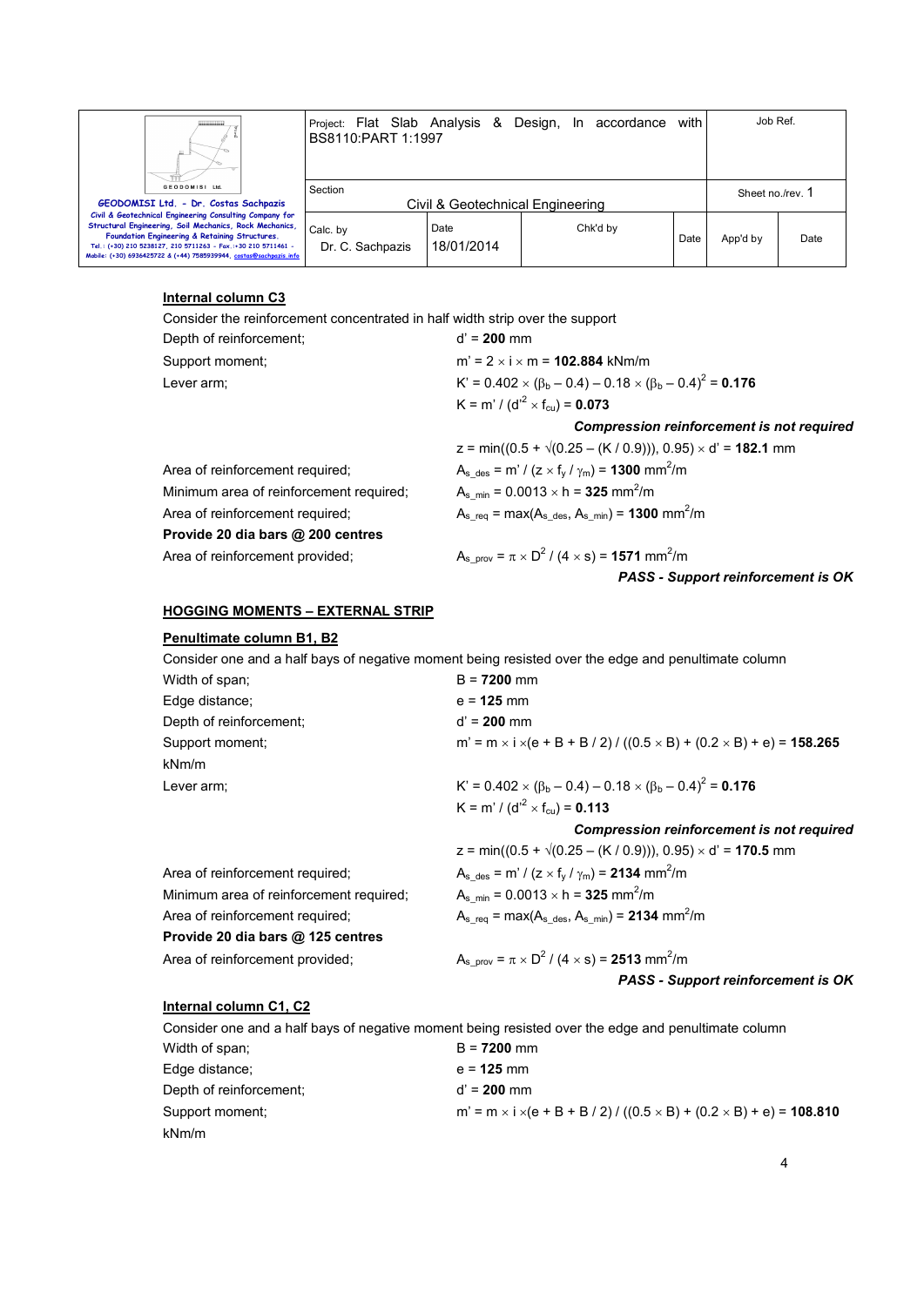#### Internal column C3

Consider the reinforcement concentrated in half width strip over the support

Depth of reinforcement; $d' = \mathbf{200}$ mm

Support moment; $m' = 2 \times i \times m = \mathbf{102.884}$ kNm/m

Lever arm; $K' = 0.402 \times (\beta_b - 0.4) - 0.18 \times (\beta_b - 0.4)^2 = \mathbf{0.176}$

$K = m' / (d'^2 \times f_{cu}) = \mathbf{0.073}$

***Compression reinforcement is not required***

$z = \min((0.5 + \sqrt{(0.25 - (K / 0.9))}), 0.95) \times d' = \mathbf{182.1}$ mm

Area of reinforcement required; $A_{s\_des} = m' / (z \times f_y / \gamma_m) = \mathbf{1300}$ mm$^2$/m

Minimum area of reinforcement required; $A_{s\_min} = 0.0013 \times h = \mathbf{325}$ mm$^2$/m

Area of reinforcement required; $A_{s\_req} = \max(A_{s\_des}, A_{s\_min}) = \mathbf{1300}$ mm$^2$/m

**Provide 20 dia bars @ 200 centres**

Area of reinforcement provided; $A_{s\_prov} = \pi \times D^2 / (4 \times s) = \mathbf{1571}$ mm$^2$/m

***PASS - Support reinforcement is OK***

### HOGGING MOMENTS – EXTERNAL STRIP

#### Penultimate column B1, B2

Consider one and a half bays of negative moment being resisted over the edge and penultimate column

Width of span; $B = \mathbf{7200}$ mm

Edge distance; $e = \mathbf{125}$ mm

Depth of reinforcement; $d' = \mathbf{200}$ mm

Support moment; $m' = m \times i \times (e + B + B / 2) / ((0.5 \times B) + (0.2 \times B) + e) = \mathbf{158.265}$ kNm/m

Lever arm; $K' = 0.402 \times (\beta_b - 0.4) - 0.18 \times (\beta_b - 0.4)^2 = \mathbf{0.176}$

$K = m' / (d'^2 \times f_{cu}) = \mathbf{0.113}$

***Compression reinforcement is not required***

$z = \min((0.5 + \sqrt{(0.25 - (K / 0.9))}), 0.95) \times d' = \mathbf{170.5}$ mm

Area of reinforcement required; $A_{s\_des} = m' / (z \times f_y / \gamma_m) = \mathbf{2134}$ mm$^2$/m

Minimum area of reinforcement required; $A_{s\_min} = 0.0013 \times h = \mathbf{325}$ mm$^2$/m

Area of reinforcement required; $A_{s\_req} = \max(A_{s\_des}, A_{s\_min}) = \mathbf{2134}$ mm$^2$/m

**Provide 20 dia bars @ 125 centres**

Area of reinforcement provided; $A_{s\_prov} = \pi \times D^2 / (4 \times s) = \mathbf{2513}$ mm$^2$/m

***PASS - Support reinforcement is OK***

#### Internal column C1, C2

Consider one and a half bays of negative moment being resisted over the edge and penultimate column

Width of span; $B = \mathbf{7200}$ mm

Edge distance; $e = \mathbf{125}$ mm

Depth of reinforcement; $d' = \mathbf{200}$ mm

Support moment; $m' = m \times i \times (e + B + B / 2) / ((0.5 \times B) + (0.2 \times B) + e) = \mathbf{108.810}$ kNm/m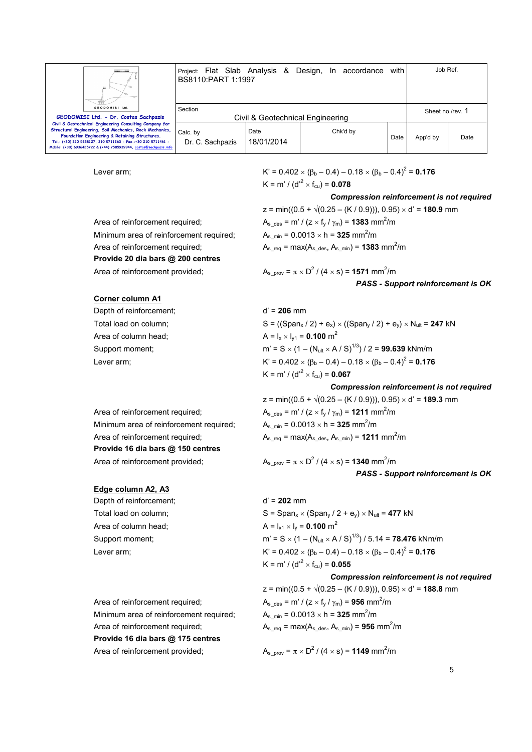Lever arm; $K' = 0.402 \times (\beta_b - 0.4) - 0.18 \times (\beta_b - 0.4)^2 =$ **0.176**

$K = m' / (d'^2 \times f_{cu}) =$ **0.078**

***Compression reinforcement is not required***

$z = \min((0.5 + \sqrt{(0.25 - (K / 0.9))}), 0.95) \times d' =$ **180.9** mm

Area of reinforcement required; $A_{s\_des} = m' / (z \times f_y / \gamma_m) =$ **1383** mm$^2$/m

Minimum area of reinforcement required; $A_{s\_min} = 0.0013 \times h =$ **325** mm$^2$/m

Area of reinforcement required; $A_{s\_req} = \max(A_{s\_des}, A_{s\_min}) =$ **1383** mm$^2$/m

**Provide 20 dia bars @ 200 centres**

Area of reinforcement provided; $A_{s\_prov} = \pi \times D^2 / (4 \times s) =$ **1571** mm$^2$/m

***PASS - Support reinforcement is OK***

**Corner column A1**

Depth of reinforcement; $d' =$ **206** mm

Total load on column; $S = ((Span_x / 2) + e_x) \times ((Span_y / 2) + e_y) \times N_{ult} =$ **247** kN

Area of column head; $A = l_x \times l_{y1} =$ **0.100** m$^2$

Support moment; $m' = S \times (1 - (N_{ult} \times A / S)^{1/3}) / 2 =$ **99.639** kNm/m

Lever arm; $K' = 0.402 \times (\beta_b - 0.4) - 0.18 \times (\beta_b - 0.4)^2 =$ **0.176**

$K = m' / (d'^2 \times f_{cu}) =$ **0.067**

***Compression reinforcement is not required***

$z = \min((0.5 + \sqrt{(0.25 - (K / 0.9))}), 0.95) \times d' =$ **189.3** mm

Area of reinforcement required; $A_{s\_des} = m' / (z \times f_y / \gamma_m) =$ **1211** mm$^2$/m

Minimum area of reinforcement required; $A_{s\_min} = 0.0013 \times h =$ **325** mm$^2$/m

Area of reinforcement required; $A_{s\_req} = \max(A_{s\_des}, A_{s\_min}) =$ **1211** mm$^2$/m

**Provide 16 dia bars @ 150 centres**

Area of reinforcement provided; $A_{s\_prov} = \pi \times D^2 / (4 \times s) =$ **1340** mm$^2$/m

***PASS - Support reinforcement is OK***

**Edge column A2, A3**

Depth of reinforcement; $d' =$ **202** mm

Total load on column; $S = Span_x \times (Span_y / 2 + e_y) \times N_{ult} =$ **477** kN

Area of column head; $A = l_{x1} \times l_y =$ **0.100** m$^2$

Support moment; $m' = S \times (1 - (N_{ult} \times A / S)^{1/3}) / 5.14 =$ **78.476** kNm/m

Lever arm; $K' = 0.402 \times (\beta_b - 0.4) - 0.18 \times (\beta_b - 0.4)^2 =$ **0.176**

$K = m' / (d'^2 \times f_{cu}) =$ **0.055**

***Compression reinforcement is not required***

$z = \min((0.5 + \sqrt{(0.25 - (K / 0.9))}), 0.95) \times d' =$ **188.8** mm

Area of reinforcement required; $A_{s\_des} = m' / (z \times f_y / \gamma_m) =$ **956** mm$^2$/m

Minimum area of reinforcement required; $A_{s\_min} = 0.0013 \times h =$ **325** mm$^2$/m

Area of reinforcement required; $A_{s\_req} = \max(A_{s\_des}, A_{s\_min}) =$ **956** mm$^2$/m

**Provide 16 dia bars @ 175 centres**

Area of reinforcement provided; $A_{s\_prov} = \pi \times D^2 / (4 \times s) =$ **1149** mm$^2$/m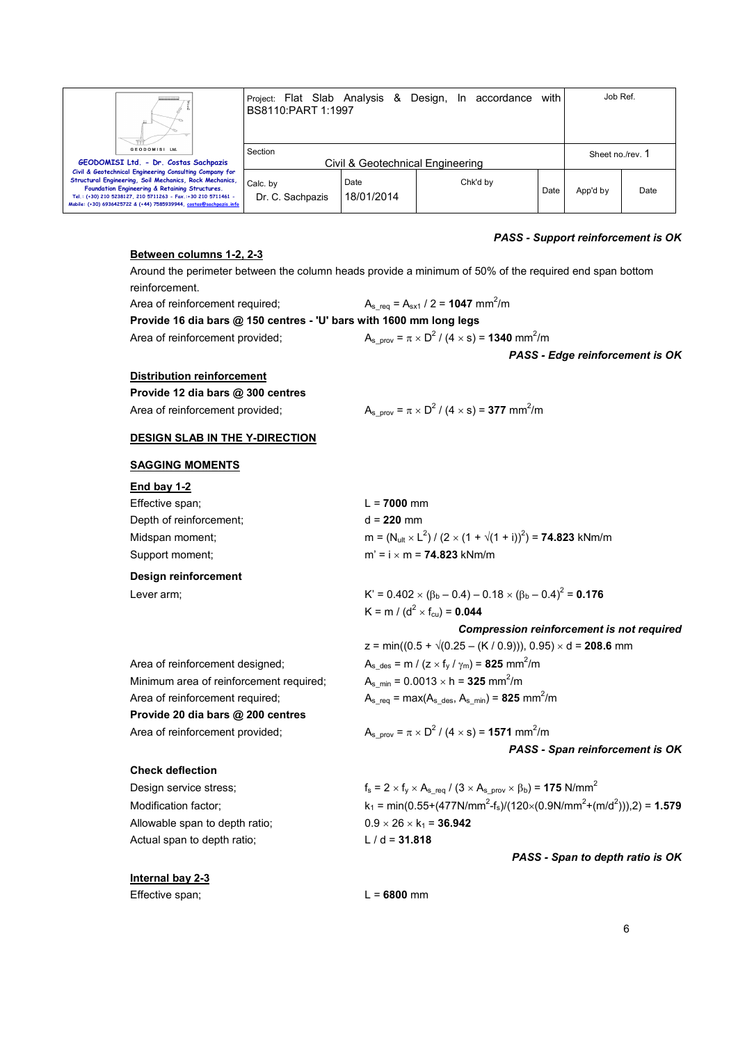***PASS - Support reinforcement is OK***

**Between columns 1-2, 2-3**

Around the perimeter between the column heads provide a minimum of 50% of the required end span bottom reinforcement.

Area of reinforcement required; $A_{s\_req} = A_{sx1} / 2 = \mathbf{1047}$ mm$^2$/m

**Provide 16 dia bars @ 150 centres - 'U' bars with 1600 mm long legs**

Area of reinforcement provided; $A_{s\_prov} = \pi \times D^2 / (4 \times s) = \mathbf{1340}$ mm$^2$/m

***PASS - Edge reinforcement is OK***

**Distribution reinforcement**

**Provide 12 dia bars @ 300 centres**

Area of reinforcement provided; $A_{s\_prov} = \pi \times D^2 / (4 \times s) = \mathbf{377}$ mm$^2$/m

**DESIGN SLAB IN THE Y-DIRECTION**

**SAGGING MOMENTS**

**End bay 1-2**

Effective span; L = **7000** mm

Depth of reinforcement; d = **220** mm

Midspan moment; $m = (N_{ult} \times L^2) / (2 \times (1 + \sqrt{(1 + i)})^2) = \mathbf{74.823}$ kNm/m

Support moment; $m' = i \times m = \mathbf{74.823}$ kNm/m

**Design reinforcement**

Lever arm; $K' = 0.402 \times (\beta_b - 0.4) - 0.18 \times (\beta_b - 0.4)^2 = \mathbf{0.176}$

$K = m / (d^2 \times f_{cu}) = \mathbf{0.044}$

***Compression reinforcement is not required***

$z = \min((0.5 + \sqrt{(0.25 - (K / 0.9))}), 0.95) \times d = \mathbf{208.6}$ mm

Area of reinforcement designed; $A_{s\_des} = m / (z \times f_y / \gamma_m) = \mathbf{825}$ mm$^2$/m

Minimum area of reinforcement required; $A_{s\_min} = 0.0013 \times h = \mathbf{325}$ mm$^2$/m

Area of reinforcement required; $A_{s\_req} = \max(A_{s\_des}, A_{s\_min}) = \mathbf{825}$ mm$^2$/m

**Provide 20 dia bars @ 200 centres**

Area of reinforcement provided; $A_{s\_prov} = \pi \times D^2 / (4 \times s) = \mathbf{1571}$ mm$^2$/m

***PASS - Span reinforcement is OK***

**Check deflection**

Design service stress; $f_s = 2 \times f_y \times A_{s\_req} / (3 \times A_{s\_prov} \times \beta_b) = \mathbf{175}$ N/mm$^2$

Modification factor; $k_1 = \min(0.55+(477\text{N/mm}^2 - f_s)/(120 \times (0.9\text{N/mm}^2+(m/d^2))),2) = \mathbf{1.579}$

Allowable span to depth ratio; $0.9 \times 26 \times k_1 = \mathbf{36.942}$

Actual span to depth ratio; $L / d = \mathbf{31.818}$

***PASS - Span to depth ratio is OK***

**Internal bay 2-3**

Effective span; L = **6800** mm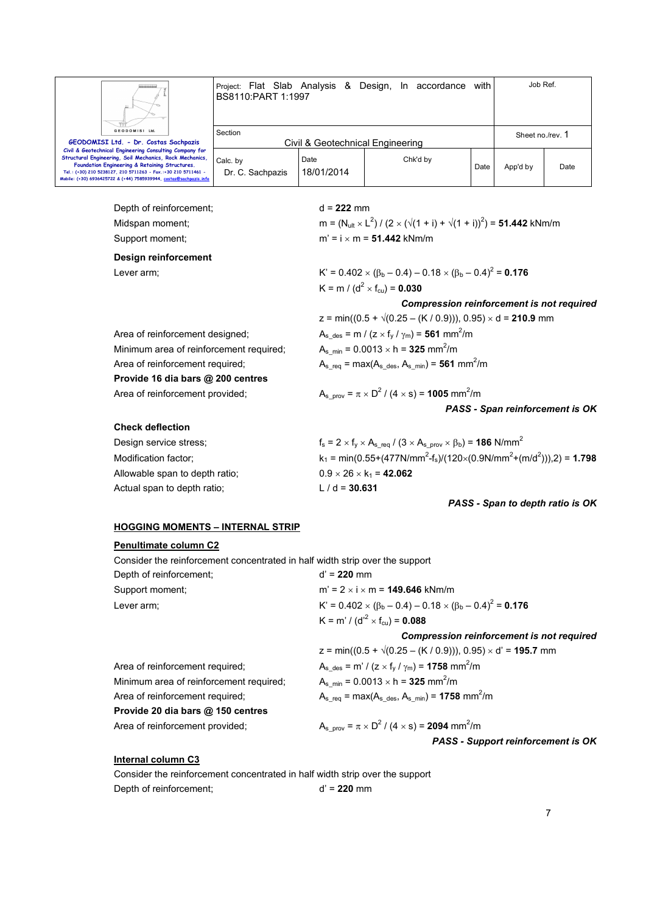Depth of reinforcement; $d = \mathbf{222}$ mm

Midspan moment; $m = (N_{ult} \times L^2) / (2 \times (\sqrt{(1 + i)} + \sqrt{(1 + i)})^2) = \mathbf{51.442}$ kNm/m

Support moment; $m' = i \times m = \mathbf{51.442}$ kNm/m

**Design reinforcement**

Lever arm; $K' = 0.402 \times (\beta_b - 0.4) - 0.18 \times (\beta_b - 0.4)^2 = \mathbf{0.176}$

$K = m / (d^2 \times f_{cu}) = \mathbf{0.030}$

***Compression reinforcement is not required***

$z = \min((0.5 + \sqrt{(0.25 - (K / 0.9))}), 0.95) \times d = \mathbf{210.9}$ mm

Area of reinforcement designed; $A_{s\_des} = m / (z \times f_y / \gamma_m) = \mathbf{561}$ mm$^2$/m

Minimum area of reinforcement required; $A_{s\_min} = 0.0013 \times h = \mathbf{325}$ mm$^2$/m

Area of reinforcement required; $A_{s\_req} = \max(A_{s\_des}, A_{s\_min}) = \mathbf{561}$ mm$^2$/m

**Provide 16 dia bars @ 200 centres**

Area of reinforcement provided; $A_{s\_prov} = \pi \times D^2 / (4 \times s) = \mathbf{1005}$ mm$^2$/m

***PASS - Span reinforcement is OK***

**Check deflection**

Design service stress; $f_s = 2 \times f_y \times A_{s\_req} / (3 \times A_{s\_prov} \times \beta_b) = \mathbf{186}$ N/mm$^2$

Modification factor; $k_1 = \min(0.55+(477\text{N/mm}^2-f_s)/(120\times(0.9\text{N/mm}^2+(m/d^2))),2) = \mathbf{1.798}$

Allowable span to depth ratio; $0.9 \times 26 \times k_1 = \mathbf{42.062}$

Actual span to depth ratio; $L / d = \mathbf{30.631}$

***PASS - Span to depth ratio is OK***

## HOGGING MOMENTS – INTERNAL STRIP

### Penultimate column C2

Consider the reinforcement concentrated in half width strip over the support

Depth of reinforcement; $d' = \mathbf{220}$ mm

Support moment; $m' = 2 \times i \times m = \mathbf{149.646}$ kNm/m

Lever arm; $K' = 0.402 \times (\beta_b - 0.4) - 0.18 \times (\beta_b - 0.4)^2 = \mathbf{0.176}$

$K = m' / (d'^2 \times f_{cu}) = \mathbf{0.088}$

***Compression reinforcement is not required***

$z = \min((0.5 + \sqrt{(0.25 - (K / 0.9))}), 0.95) \times d' = \mathbf{195.7}$ mm

Area of reinforcement required; $A_{s\_des} = m' / (z \times f_y / \gamma_m) = \mathbf{1758}$ mm$^2$/m

Minimum area of reinforcement required; $A_{s\_min} = 0.0013 \times h = \mathbf{325}$ mm$^2$/m

Area of reinforcement required; $A_{s\_req} = \max(A_{s\_des}, A_{s\_min}) = \mathbf{1758}$ mm$^2$/m

**Provide 20 dia bars @ 150 centres**

Area of reinforcement provided; $A_{s\_prov} = \pi \times D^2 / (4 \times s) = \mathbf{2094}$ mm$^2$/m

***PASS - Support reinforcement is OK***

### Internal column C3

Consider the reinforcement concentrated in half width strip over the support

Depth of reinforcement; $d' = \mathbf{220}$ mm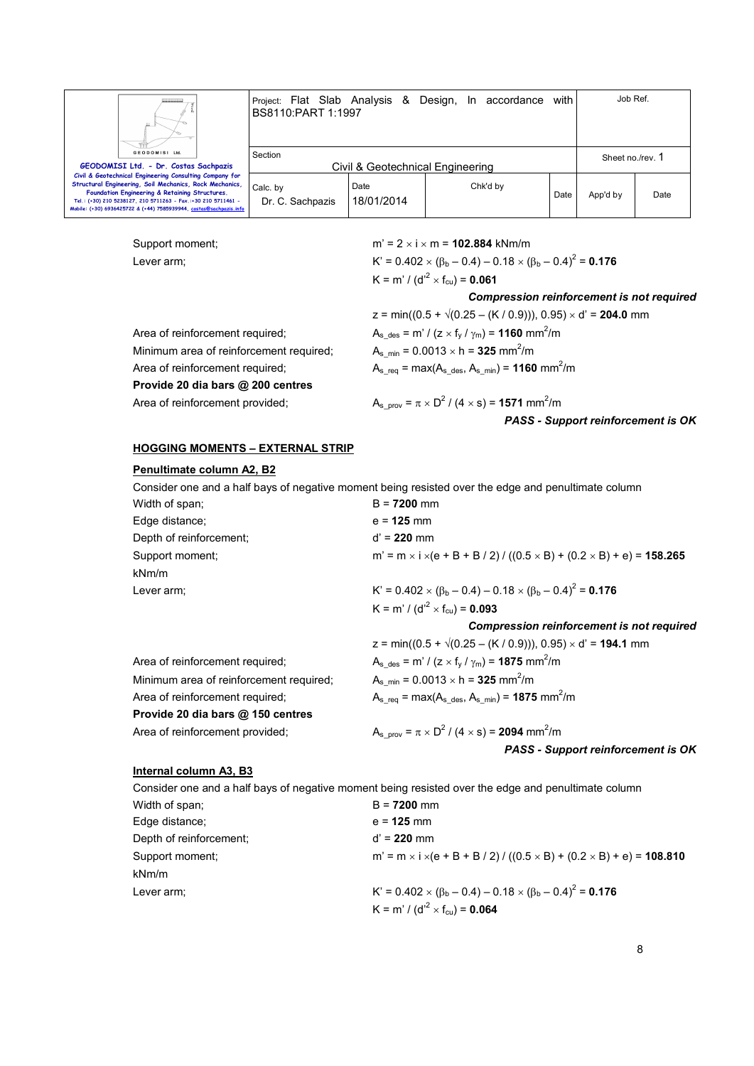Support moment; $m' = 2 \times i \times m$ = **102.884** kNm/m

Lever arm; $K' = 0.402 \times (\beta_b - 0.4) - 0.18 \times (\beta_b - 0.4)^2$ = **0.176**

$K = m' / (d'^2 \times f_{cu})$ = **0.061**

***Compression reinforcement is not required***

$z = \min((0.5 + \sqrt{(0.25 - (K / 0.9))}), 0.95) \times d'$ = **204.0** mm

Area of reinforcement required; $A_{s\_des} = m' / (z \times f_y / \gamma_m)$ = **1160** mm$^2$/m

Minimum area of reinforcement required; $A_{s\_min} = 0.0013 \times h$ = **325** mm$^2$/m

Area of reinforcement required; $A_{s\_req} = \max(A_{s\_des}, A_{s\_min})$ = **1160** mm$^2$/m

**Provide 20 dia bars @ 200 centres**

Area of reinforcement provided; $A_{s\_prov} = \pi \times D^2 / (4 \times s)$ = **1571** mm$^2$/m

***PASS - Support reinforcement is OK***

**HOGGING MOMENTS – EXTERNAL STRIP**

**Penultimate column A2, B2**

Consider one and a half bays of negative moment being resisted over the edge and penultimate column

Width of span; B = **7200** mm

Edge distance; e = **125** mm

Depth of reinforcement; d' = **220** mm

Support moment; $m' = m \times i \times (e + B + B / 2) / ((0.5 \times B) + (0.2 \times B) + e)$ = **158.265** kNm/m

Lever arm; $K' = 0.402 \times (\beta_b - 0.4) - 0.18 \times (\beta_b - 0.4)^2$ = **0.176**

$K = m' / (d'^2 \times f_{cu})$ = **0.093**

***Compression reinforcement is not required***

$z = \min((0.5 + \sqrt{(0.25 - (K / 0.9))}), 0.95) \times d'$ = **194.1** mm

Area of reinforcement required; $A_{s\_des} = m' / (z \times f_y / \gamma_m)$ = **1875** mm$^2$/m

Minimum area of reinforcement required; $A_{s\_min} = 0.0013 \times h$ = **325** mm$^2$/m

Area of reinforcement required; $A_{s\_req} = \max(A_{s\_des}, A_{s\_min})$ = **1875** mm$^2$/m

**Provide 20 dia bars @ 150 centres**

Area of reinforcement provided; $A_{s\_prov} = \pi \times D^2 / (4 \times s)$ = **2094** mm$^2$/m

***PASS - Support reinforcement is OK***

**Internal column A3, B3**

Consider one and a half bays of negative moment being resisted over the edge and penultimate column

Width of span; B = **7200** mm

Edge distance; e = **125** mm

Depth of reinforcement; d' = **220** mm

Support moment; $m' = m \times i \times (e + B + B / 2) / ((0.5 \times B) + (0.2 \times B) + e)$ = **108.810** kNm/m

Lever arm; $K' = 0.402 \times (\beta_b - 0.4) - 0.18 \times (\beta_b - 0.4)^2$ = **0.176**

$K = m' / (d'^2 \times f_{cu})$ = **0.064**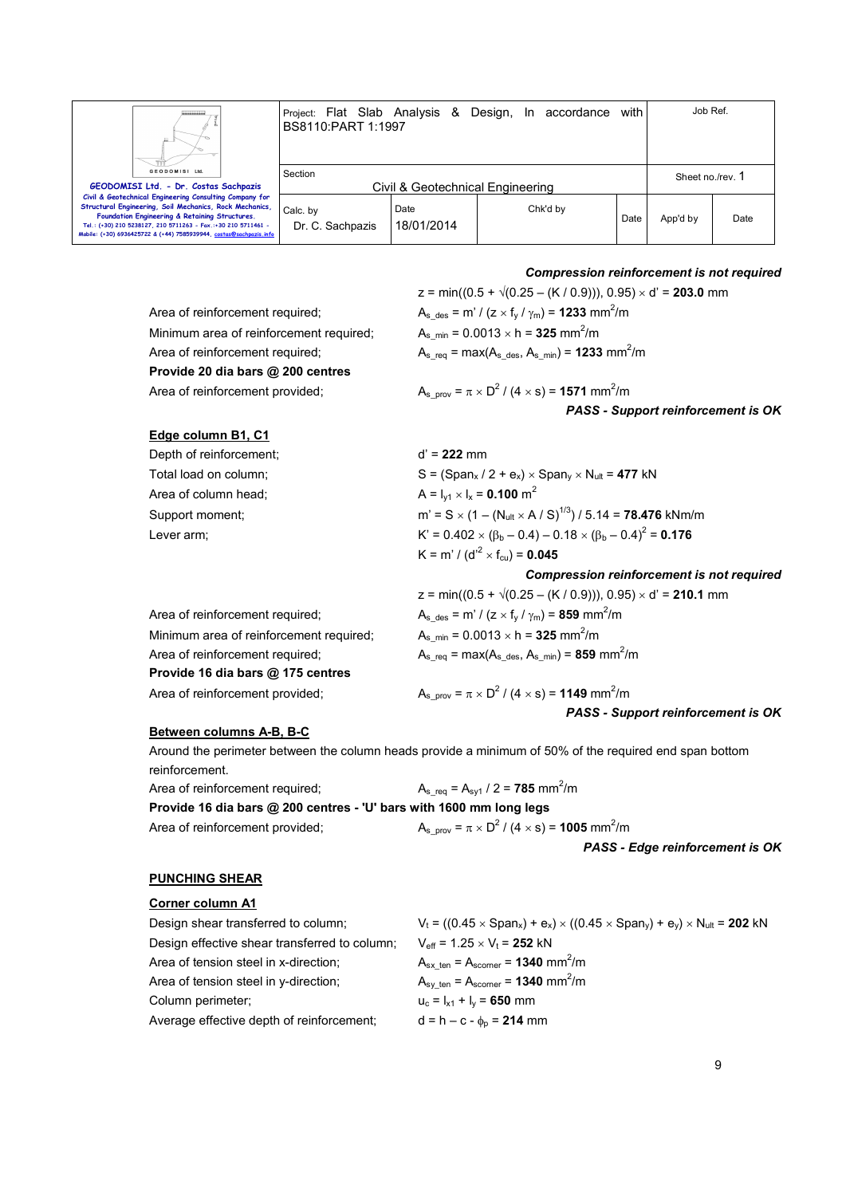***Compression reinforcement is not required***

$z = \min((0.5 + \sqrt{(0.25 - (K / 0.9))}), 0.95) \times d'$ = **203.0** mm

Area of reinforcement required; $A_{s\_des} = m' / (z \times f_y / \gamma_m)$ = **1233** mm$^2$/m

Minimum area of reinforcement required; $A_{s\_min} = 0.0013 \times h$ = **325** mm$^2$/m

Area of reinforcement required; $A_{s\_req} = \max(A_{s\_des}, A_{s\_min})$ = **1233** mm$^2$/m

**Provide 20 dia bars @ 200 centres**

Area of reinforcement provided; $A_{s\_prov} = \pi \times D^2 / (4 \times s)$ = **1571** mm$^2$/m

***PASS - Support reinforcement is OK***

**Edge column B1, C1**

Depth of reinforcement; $d'$ = **222** mm

Total load on column; $S = (Span_x / 2 + e_x) \times Span_y \times N_{ult}$ = **477** kN

Area of column head; $A = l_{y1} \times l_x$ = **0.100** m$^2$

Support moment; $m' = S \times (1 - (N_{ult} \times A / S)^{1/3}) / 5.14$ = **78.476** kNm/m

Lever arm; $K' = 0.402 \times (\beta_b - 0.4) - 0.18 \times (\beta_b - 0.4)^2$ = **0.176**

$K = m' / (d'^2 \times f_{cu})$ = **0.045**

***Compression reinforcement is not required***

$z = \min((0.5 + \sqrt{(0.25 - (K / 0.9))}), 0.95) \times d'$ = **210.1** mm

Area of reinforcement required; $A_{s\_des} = m' / (z \times f_y / \gamma_m)$ = **859** mm$^2$/m

Minimum area of reinforcement required; $A_{s\_min} = 0.0013 \times h$ = **325** mm$^2$/m

Area of reinforcement required; $A_{s\_req} = \max(A_{s\_des}, A_{s\_min})$ = **859** mm$^2$/m

**Provide 16 dia bars @ 175 centres**

Area of reinforcement provided; $A_{s\_prov} = \pi \times D^2 / (4 \times s)$ = **1149** mm$^2$/m

***PASS - Support reinforcement is OK***

**Between columns A-B, B-C**

Around the perimeter between the column heads provide a minimum of 50% of the required end span bottom reinforcement.

Area of reinforcement required; $A_{s\_req} = A_{sy1} / 2$ = **785** mm$^2$/m

**Provide 16 dia bars @ 200 centres - 'U' bars with 1600 mm long legs**

Area of reinforcement provided; $A_{s\_prov} = \pi \times D^2 / (4 \times s)$ = **1005** mm$^2$/m

***PASS - Edge reinforcement is OK***

## PUNCHING SHEAR

**Corner column A1**

Design shear transferred to column; $V_t = ((0.45 \times Span_x) + e_x) \times ((0.45 \times Span_y) + e_y) \times N_{ult}$ = **202** kN

Design effective shear transferred to column; $V_{eff} = 1.25 \times V_t$ = **252** kN

Area of tension steel in x-direction; $A_{sx\_ten} = A_{scorner}$ = **1340** mm$^2$/m

Area of tension steel in y-direction; $A_{sy\_ten} = A_{scorner}$ = **1340** mm$^2$/m

Column perimeter; $u_c = l_{x1} + l_y$ = **650** mm

Average effective depth of reinforcement; $d = h - c - \phi_p$ = **214** mm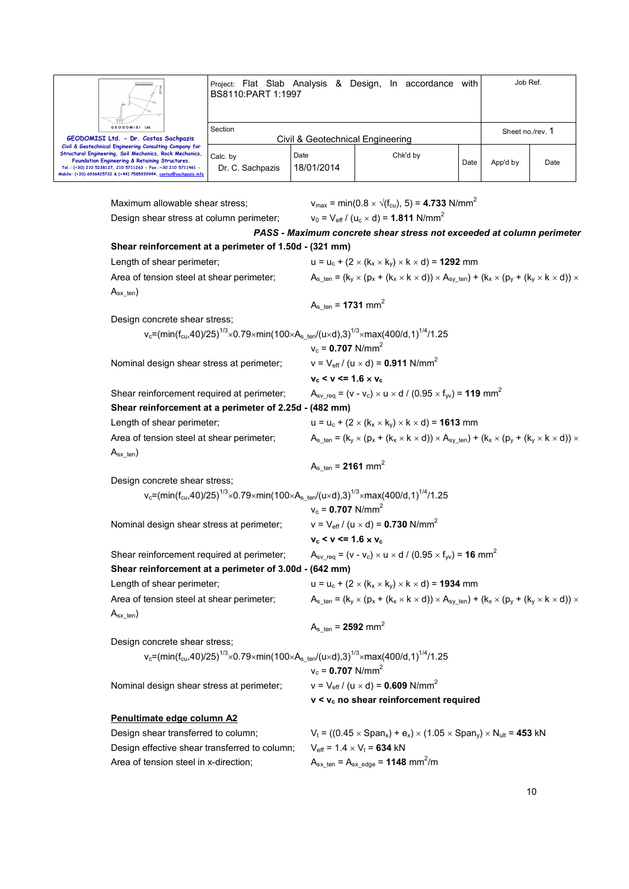Maximum allowable shear stress; $v_{max} = \min(0.8 \times \sqrt{(f_{cu})}, 5) = \mathbf{4.733}$ N/mm$^2$

Design shear stress at column perimeter; $v_0 = V_{eff} / (u_c \times d) = \mathbf{1.811}$ N/mm$^2$

***PASS - Maximum concrete shear stress not exceeded at column perimeter***

**Shear reinforcement at a perimeter of 1.50d - (321 mm)**

Length of shear perimeter; $u = u_c + (2 \times (k_x \times k_y) \times k \times d) = \mathbf{1292}$ mm

Area of tension steel at shear perimeter; $A_{s\_ten} = (k_y \times (p_x + (k_x \times k \times d)) \times A_{sy\_ten}) + (k_x \times (p_y + (k_y \times k \times d)) \times A_{sx\_ten})$

$A_{s\_ten} = \mathbf{1731}$ mm$^2$

Design concrete shear stress;

$v_c = (\min(f_{cu},40)/25)^{1/3} \times 0.79 \times \min(100 \times A_{s\_ten}/(u \times d),3)^{1/3} \times \max(400/d,1)^{1/4}/1.25$

$v_c = \mathbf{0.707}$ N/mm$^2$

Nominal design shear stress at perimeter; $v = V_{eff} / (u \times d) = \mathbf{0.911}$ N/mm$^2$

$\mathbf{v_c < v <= 1.6 \times v_c}$

Shear reinforcement required at perimeter; $A_{sv\_req} = (v - v_c) \times u \times d / (0.95 \times f_{yv}) = \mathbf{119}$ mm$^2$

**Shear reinforcement at a perimeter of 2.25d - (482 mm)**

Length of shear perimeter; $u = u_c + (2 \times (k_x \times k_y) \times k \times d) = \mathbf{1613}$ mm

Area of tension steel at shear perimeter; $A_{s\_ten} = (k_y \times (p_x + (k_x \times k \times d)) \times A_{sy\_ten}) + (k_x \times (p_y + (k_y \times k \times d)) \times A_{sx\_ten})$

$A_{s\_ten} = \mathbf{2161}$ mm$^2$

Design concrete shear stress;

$v_c = (\min(f_{cu},40)/25)^{1/3} \times 0.79 \times \min(100 \times A_{s\_ten}/(u \times d),3)^{1/3} \times \max(400/d,1)^{1/4}/1.25$

$v_c = \mathbf{0.707}$ N/mm$^2$

Nominal design shear stress at perimeter; $v = V_{eff} / (u \times d) = \mathbf{0.730}$ N/mm$^2$

$\mathbf{v_c < v <= 1.6 \times v_c}$

Shear reinforcement required at perimeter; $A_{sv\_req} = (v - v_c) \times u \times d / (0.95 \times f_{yv}) = \mathbf{16}$ mm$^2$

**Shear reinforcement at a perimeter of 3.00d - (642 mm)**

Length of shear perimeter; $u = u_c + (2 \times (k_x \times k_y) \times k \times d) = \mathbf{1934}$ mm

Area of tension steel at shear perimeter; $A_{s\_ten} = (k_y \times (p_x + (k_x \times k \times d)) \times A_{sy\_ten}) + (k_x \times (p_y + (k_y \times k \times d)) \times A_{sx\_ten})$

$A_{s\_ten} = \mathbf{2592}$ mm$^2$

Design concrete shear stress;

$v_c = (\min(f_{cu},40)/25)^{1/3} \times 0.79 \times \min(100 \times A_{s\_ten}/(u \times d),3)^{1/3} \times \max(400/d,1)^{1/4}/1.25$

$v_c = \mathbf{0.707}$ N/mm$^2$

Nominal design shear stress at perimeter; $v = V_{eff} / (u \times d) = \mathbf{0.609}$ N/mm$^2$

**$v < v_c$ no shear reinforcement required**

**<u>Penultimate edge column A2</u>**

Design shear transferred to column; $V_t = ((0.45 \times Span_x) + e_x) \times (1.05 \times Span_y) \times N_{ult} = \mathbf{453}$ kN

Design effective shear transferred to column; $V_{eff} = 1.4 \times V_t = \mathbf{634}$ kN

Area of tension steel in x-direction; $A_{sx\_ten} = A_{sx\_edge} = \mathbf{1148}$ mm$^2$/m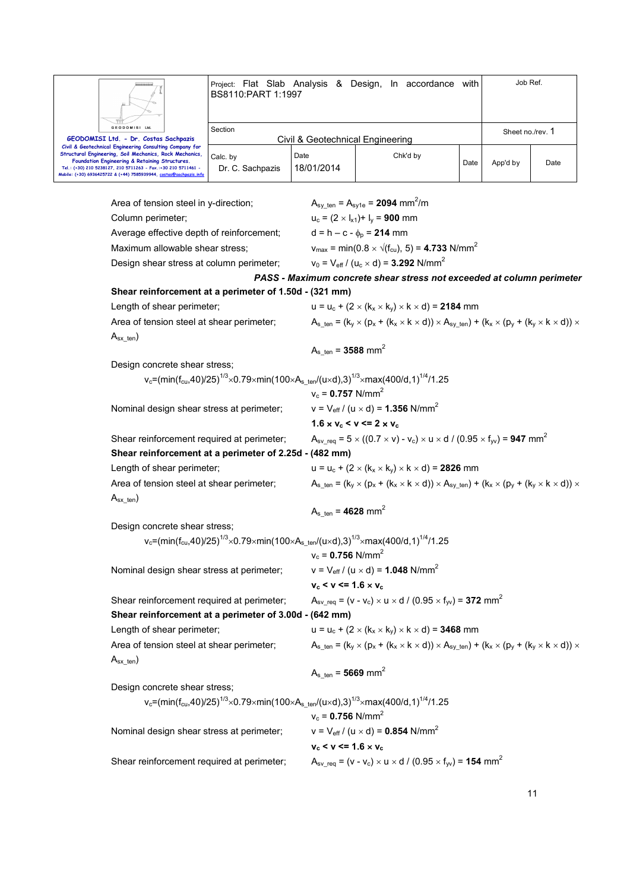Area of tension steel in y-direction; $A_{sy\_ten} = A_{sy1e} = \mathbf{2094}\ mm^2/m$

Column perimeter; $u_c = (2 \times l_{x1}) + l_y = \mathbf{900}$ mm

Average effective depth of reinforcement; $d = h - c - \phi_p = \mathbf{214}$ mm

Maximum allowable shear stress; $v_{max} = \min(0.8 \times \sqrt{(f_{cu})}, 5) = \mathbf{4.733}\ N/mm^2$

Design shear stress at column perimeter; $v_0 = V_{eff} / (u_c \times d) = \mathbf{3.292}\ N/mm^2$

***PASS - Maximum concrete shear stress not exceeded at column perimeter***

**Shear reinforcement at a perimeter of 1.50d - (321 mm)**

Length of shear perimeter; $u = u_c + (2 \times (k_x \times k_y) \times k \times d) = \mathbf{2184}$ mm

Area of tension steel at shear perimeter; $A_{s\_ten} = (k_y \times (p_x + (k_x \times k \times d)) \times A_{sy\_ten}) + (k_x \times (p_y + (k_y \times k \times d)) \times A_{sx\_ten})$

$A_{s\_ten} = \mathbf{3588}\ mm^2$

Design concrete shear stress;

$v_c = (\min(f_{cu},40)/25)^{1/3} \times 0.79 \times \min(100 \times A_{s\_ten}/(u \times d),3)^{1/3} \times \max(400/d,1)^{1/4}/1.25$

$v_c = \mathbf{0.757}\ N/mm^2$

Nominal design shear stress at perimeter; $v = V_{eff} / (u \times d) = \mathbf{1.356}\ N/mm^2$

$\mathbf{1.6 \times v_c < v <= 2 \times v_c}$

Shear reinforcement required at perimeter; $A_{sv\_req} = 5 \times ((0.7 \times v) - v_c) \times u \times d / (0.95 \times f_{yv}) = \mathbf{947}\ mm^2$

**Shear reinforcement at a perimeter of 2.25d - (482 mm)**

Length of shear perimeter; $u = u_c + (2 \times (k_x \times k_y) \times k \times d) = \mathbf{2826}$ mm

Area of tension steel at shear perimeter; $A_{s\_ten} = (k_y \times (p_x + (k_x \times k \times d)) \times A_{sy\_ten}) + (k_x \times (p_y + (k_y \times k \times d)) \times A_{sx\_ten})$

$A_{s\_ten} = \mathbf{4628}\ mm^2$

Design concrete shear stress;

$v_c = (\min(f_{cu},40)/25)^{1/3} \times 0.79 \times \min(100 \times A_{s\_ten}/(u \times d),3)^{1/3} \times \max(400/d,1)^{1/4}/1.25$

$v_c = \mathbf{0.756}\ N/mm^2$

Nominal design shear stress at perimeter; $v = V_{eff} / (u \times d) = \mathbf{1.048}\ N/mm^2$

$\mathbf{v_c < v <= 1.6 \times v_c}$

Shear reinforcement required at perimeter; $A_{sv\_req} = (v - v_c) \times u \times d / (0.95 \times f_{yv}) = \mathbf{372}\ mm^2$

**Shear reinforcement at a perimeter of 3.00d - (642 mm)**

Length of shear perimeter; $u = u_c + (2 \times (k_x \times k_y) \times k \times d) = \mathbf{3468}$ mm

Area of tension steel at shear perimeter; $A_{s\_ten} = (k_y \times (p_x + (k_x \times k \times d)) \times A_{sy\_ten}) + (k_x \times (p_y + (k_y \times k \times d)) \times A_{sx\_ten})$

$A_{s\_ten} = \mathbf{5669}\ mm^2$

Design concrete shear stress;

$v_c = (\min(f_{cu},40)/25)^{1/3} \times 0.79 \times \min(100 \times A_{s\_ten}/(u \times d),3)^{1/3} \times \max(400/d,1)^{1/4}/1.25$

$v_c = \mathbf{0.756}\ N/mm^2$

Nominal design shear stress at perimeter; $v = V_{eff} / (u \times d) = \mathbf{0.854}\ N/mm^2$

$\mathbf{v_c < v <= 1.6 \times v_c}$

Shear reinforcement required at perimeter; $A_{sv\_req} = (v - v_c) \times u \times d / (0.95 \times f_{yv}) = \mathbf{154}\ mm^2$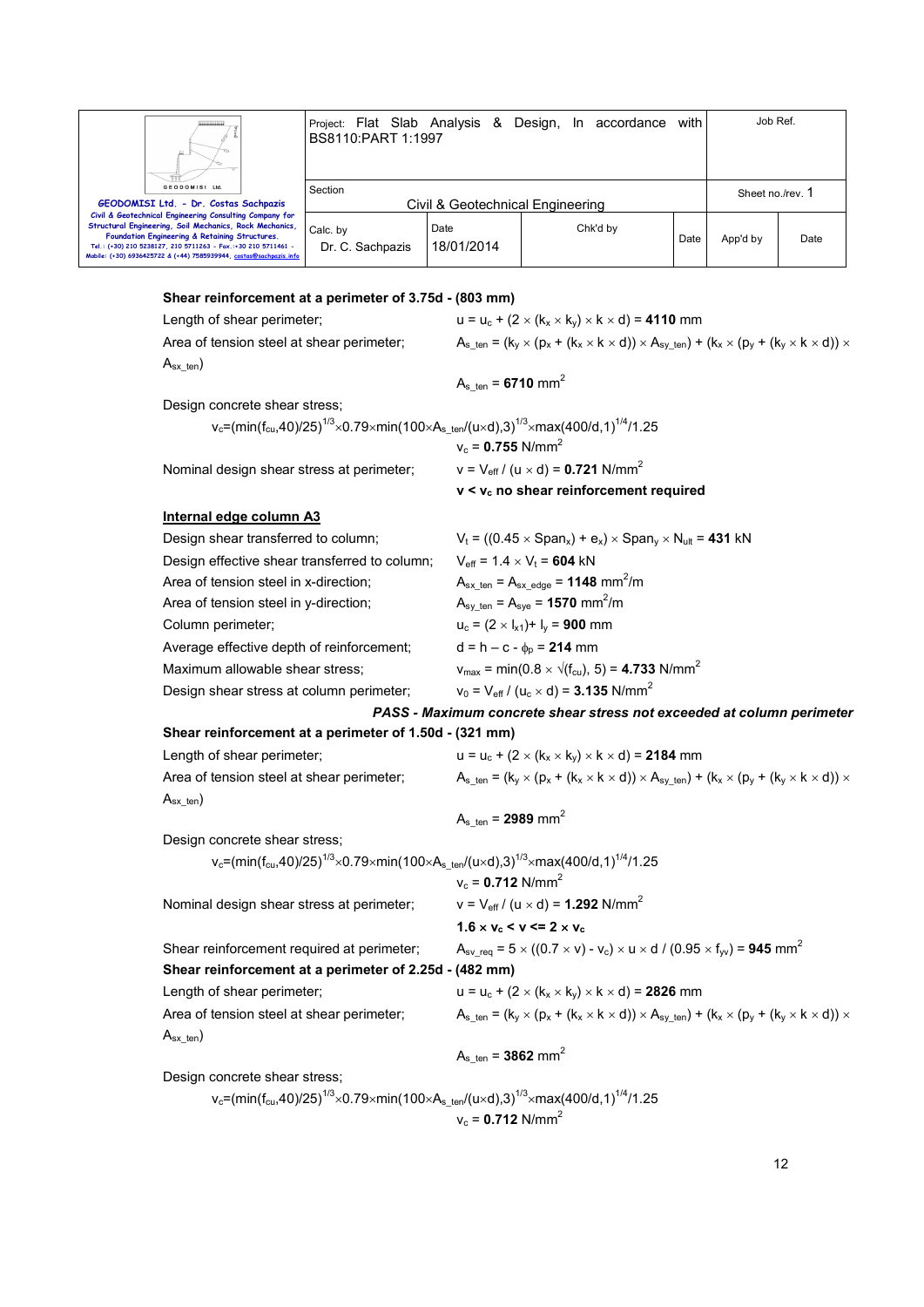**Shear reinforcement at a perimeter of 3.75d - (803 mm)**

Length of shear perimeter; $u = u_c + (2 \times (k_x \times k_y) \times k \times d) =$ **4110** mm

Area of tension steel at shear perimeter; $A_{s\_ten} = (k_y \times (p_x + (k_x \times k \times d)) \times A_{sy\_ten}) + (k_x \times (p_y + (k_y \times k \times d)) \times A_{sx\_ten})$

$A_{s\_ten} =$ **6710** mm$^2$

Design concrete shear stress;

$v_c=(\min(f_{cu},40)/25)^{1/3}\times0.79\times\min(100\times A_{s\_ten}/(u\times d),3)^{1/3}\times\max(400/d,1)^{1/4}/1.25$

$v_c =$ **0.755** N/mm$^2$

Nominal design shear stress at perimeter; $v = V_{eff} / (u \times d) =$ **0.721** N/mm$^2$

**$v < v_c$ no shear reinforcement required**

**Internal edge column A3**

Design shear transferred to column; $V_t = ((0.45 \times Span_x) + e_x) \times Span_y \times N_{ult} =$ **431** kN

Design effective shear transferred to column; $V_{eff} = 1.4 \times V_t =$ **604** kN

Area of tension steel in x-direction; $A_{sx\_ten} = A_{sx\_edge} =$ **1148** mm$^2$/m

Area of tension steel in y-direction; $A_{sy\_ten} = A_{sye} =$ **1570** mm$^2$/m

Column perimeter; $u_c = (2 \times l_{x1}) + l_y =$ **900** mm

Average effective depth of reinforcement; $d = h - c - \phi_p =$ **214** mm

Maximum allowable shear stress; $v_{max} = \min(0.8 \times \sqrt{(f_{cu})}, 5) =$ **4.733** N/mm$^2$

Design shear stress at column perimeter; $v_0 = V_{eff} / (u_c \times d) =$ **3.135** N/mm$^2$

***PASS - Maximum concrete shear stress not exceeded at column perimeter***

**Shear reinforcement at a perimeter of 1.50d - (321 mm)**

Length of shear perimeter; $u = u_c + (2 \times (k_x \times k_y) \times k \times d) =$ **2184** mm

Area of tension steel at shear perimeter; $A_{s\_ten} = (k_y \times (p_x + (k_x \times k \times d)) \times A_{sy\_ten}) + (k_x \times (p_y + (k_y \times k \times d)) \times A_{sx\_ten})$

$A_{s\_ten} =$ **2989** mm$^2$

Design concrete shear stress;

$v_c=(\min(f_{cu},40)/25)^{1/3}\times0.79\times\min(100\times A_{s\_ten}/(u\times d),3)^{1/3}\times\max(400/d,1)^{1/4}/1.25$

$v_c =$ **0.712** N/mm$^2$

Nominal design shear stress at perimeter; $v = V_{eff} / (u \times d) =$ **1.292** N/mm$^2$

**$1.6 \times v_c < v <= 2 \times v_c$**

Shear reinforcement required at perimeter; $A_{sv\_req} = 5 \times ((0.7 \times v) - v_c) \times u \times d / (0.95 \times f_{yv}) =$ **945** mm$^2$

**Shear reinforcement at a perimeter of 2.25d - (482 mm)**

Length of shear perimeter; $u = u_c + (2 \times (k_x \times k_y) \times k \times d) =$ **2826** mm

Area of tension steel at shear perimeter; $A_{s\_ten} = (k_y \times (p_x + (k_x \times k \times d)) \times A_{sy\_ten}) + (k_x \times (p_y + (k_y \times k \times d)) \times A_{sx\_ten})$

$A_{s\_ten} =$ **3862** mm$^2$

Design concrete shear stress;

$v_c=(\min(f_{cu},40)/25)^{1/3}\times0.79\times\min(100\times A_{s\_ten}/(u\times d),3)^{1/3}\times\max(400/d,1)^{1/4}/1.25$

$v_c =$ **0.712** N/mm$^2$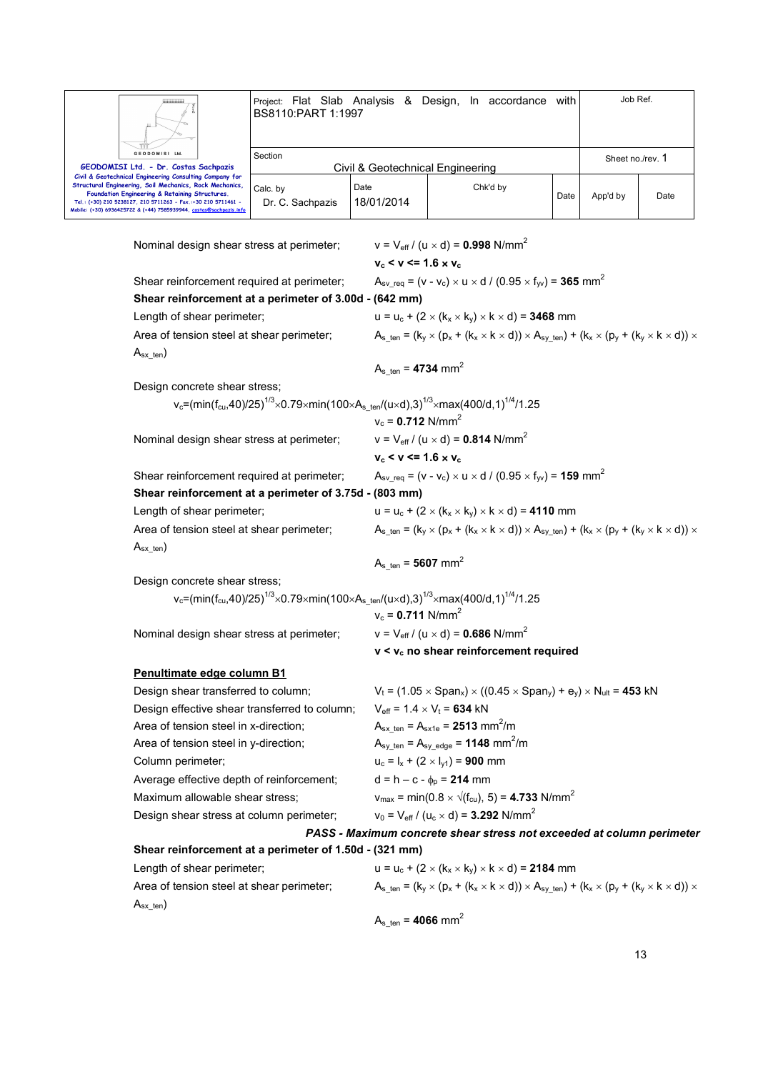Nominal design shear stress at perimeter; $v = V_{eff} / (u \times d) = \mathbf{0.998}\ N/mm^2$

$\mathbf{v_c < v <= 1.6 \times v_c}$

Shear reinforcement required at perimeter; $A_{sv\_req} = (v - v_c) \times u \times d / (0.95 \times f_{yv}) = \mathbf{365}\ mm^2$

**Shear reinforcement at a perimeter of 3.00d - (642 mm)**

Length of shear perimeter; $u = u_c + (2 \times (k_x \times k_y) \times k \times d) = \mathbf{3468}\ mm$

Area of tension steel at shear perimeter; $A_{s\_ten} = (k_y \times (p_x + (k_x \times k \times d)) \times A_{sy\_ten}) + (k_x \times (p_y + (k_y \times k \times d)) \times A_{sx\_ten})$

$A_{s\_ten} = \mathbf{4734}\ mm^2$

Design concrete shear stress;

$v_c=(\min(f_{cu},40)/25)^{1/3}\times0.79\times\min(100\times A_{s\_ten}/(u\times d),3)^{1/3}\times\max(400/d,1)^{1/4}/1.25$

$v_c = \mathbf{0.712}\ N/mm^2$

Nominal design shear stress at perimeter; $v = V_{eff} / (u \times d) = \mathbf{0.814}\ N/mm^2$

$\mathbf{v_c < v <= 1.6 \times v_c}$

Shear reinforcement required at perimeter; $A_{sv\_req} = (v - v_c) \times u \times d / (0.95 \times f_{yv}) = \mathbf{159}\ mm^2$

**Shear reinforcement at a perimeter of 3.75d - (803 mm)**

Length of shear perimeter; $u = u_c + (2 \times (k_x \times k_y) \times k \times d) = \mathbf{4110}\ mm$

Area of tension steel at shear perimeter; $A_{s\_ten} = (k_y \times (p_x + (k_x \times k \times d)) \times A_{sy\_ten}) + (k_x \times (p_y + (k_y \times k \times d)) \times A_{sx\_ten})$

$A_{s\_ten} = \mathbf{5607}\ mm^2$

Design concrete shear stress;

$v_c=(\min(f_{cu},40)/25)^{1/3}\times0.79\times\min(100\times A_{s\_ten}/(u\times d),3)^{1/3}\times\max(400/d,1)^{1/4}/1.25$

$v_c = \mathbf{0.711}\ N/mm^2$

Nominal design shear stress at perimeter; $v = V_{eff} / (u \times d) = \mathbf{0.686}\ N/mm^2$

**$v < v_c$ no shear reinforcement required**

**<u>Penultimate edge column B1</u>**

Design shear transferred to column; $V_t = (1.05 \times Span_x) \times ((0.45 \times Span_y) + e_y) \times N_{ult} = \mathbf{453}\ kN$

Design effective shear transferred to column; $V_{eff} = 1.4 \times V_t = \mathbf{634}\ kN$

Area of tension steel in x-direction; $A_{sx\_ten} = A_{sx1e} = \mathbf{2513}\ mm^2/m$

Area of tension steel in y-direction; $A_{sy\_ten} = A_{sy\_edge} = \mathbf{1148}\ mm^2/m$

Column perimeter; $u_c = l_x + (2 \times l_{y1}) = \mathbf{900}\ mm$

Average effective depth of reinforcement; $d = h - c - \phi_p = \mathbf{214}\ mm$

Maximum allowable shear stress; $v_{max} = \min(0.8 \times \sqrt{(f_{cu})}, 5) = \mathbf{4.733}\ N/mm^2$

Design shear stress at column perimeter; $v_0 = V_{eff} / (u_c \times d) = \mathbf{3.292}\ N/mm^2$

***PASS - Maximum concrete shear stress not exceeded at column perimeter***

**Shear reinforcement at a perimeter of 1.50d - (321 mm)**

Length of shear perimeter; $u = u_c + (2 \times (k_x \times k_y) \times k \times d) = \mathbf{2184}\ mm$

Area of tension steel at shear perimeter; $A_{s\_ten} = (k_y \times (p_x + (k_x \times k \times d)) \times A_{sy\_ten}) + (k_x \times (p_y + (k_y \times k \times d)) \times A_{sx\_ten})$

$A_{s\_ten} = \mathbf{4066}\ mm^2$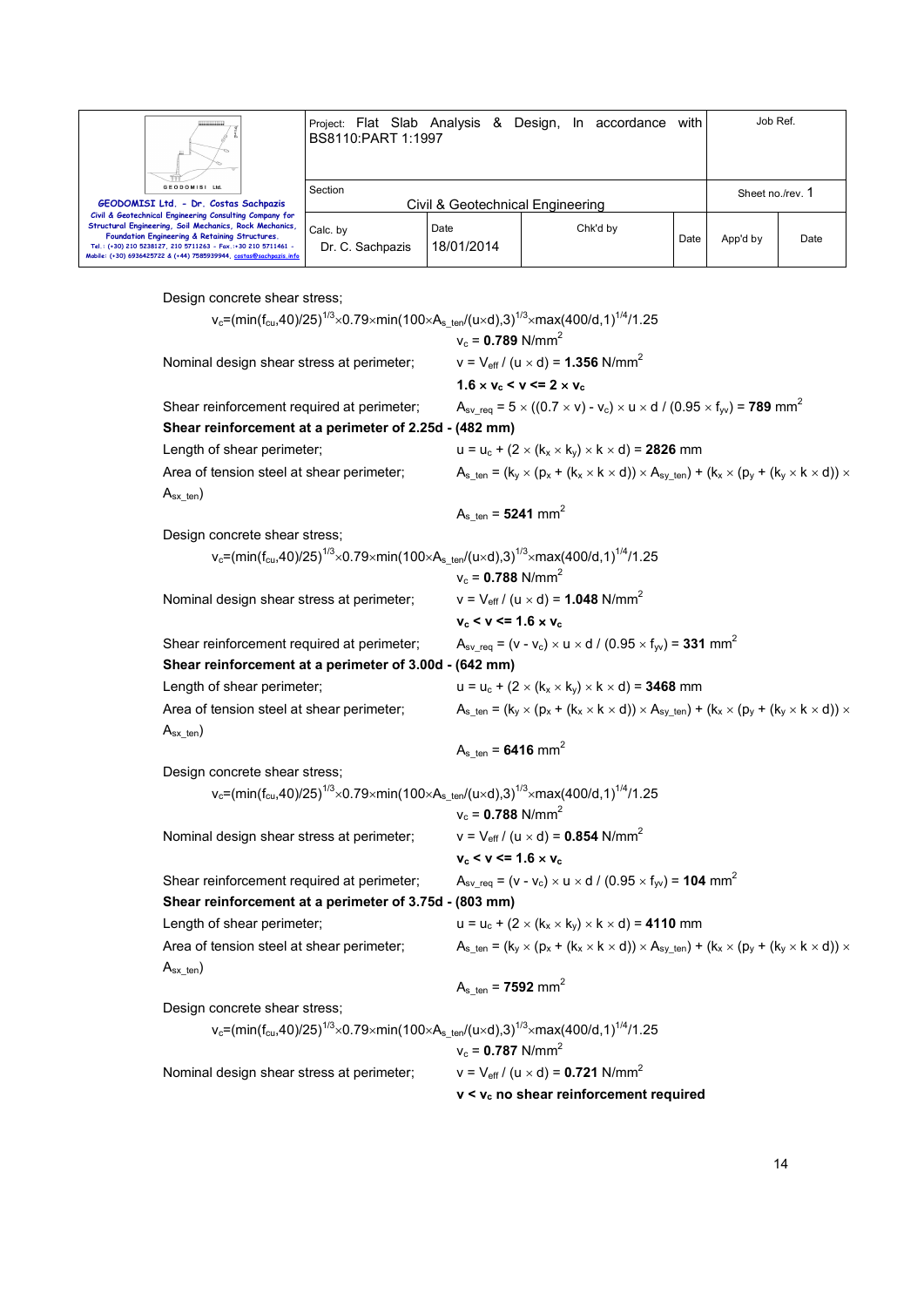Design concrete shear stress;

$$v_c=(\min(f_{cu},40)/25)^{1/3}\times 0.79\times \min(100\times A_{s\_ten}/(u\times d),3)^{1/3}\times \max(400/d,1)^{1/4}/1.25$$

$v_c$ = **0.789** N/mm$^2$

Nominal design shear stress at perimeter; $v = V_{eff} / (u \times d)$ = **1.356** N/mm$^2$

**$1.6 \times v_c < v <= 2 \times v_c$**

Shear reinforcement required at perimeter; $A_{sv\_req} = 5 \times ((0.7 \times v) - v_c) \times u \times d / (0.95 \times f_{yv})$ = **789** mm$^2$

**Shear reinforcement at a perimeter of 2.25d - (482 mm)**

Length of shear perimeter; $u = u_c + (2 \times (k_x \times k_y) \times k \times d)$ = **2826** mm

Area of tension steel at shear perimeter; $A_{s\_ten} = (k_y \times (p_x + (k_x \times k \times d)) \times A_{sy\_ten}) + (k_x \times (p_y + (k_y \times k \times d)) \times A_{sx\_ten})$

$A_{s\_ten}$ = **5241** mm$^2$

Design concrete shear stress;

$$v_c=(\min(f_{cu},40)/25)^{1/3}\times 0.79\times \min(100\times A_{s\_ten}/(u\times d),3)^{1/3}\times \max(400/d,1)^{1/4}/1.25$$

$v_c$ = **0.788** N/mm$^2$

Nominal design shear stress at perimeter; $v = V_{eff} / (u \times d)$ = **1.048** N/mm$^2$

**$v_c < v <= 1.6 \times v_c$**

Shear reinforcement required at perimeter; $A_{sv\_req} = (v - v_c) \times u \times d / (0.95 \times f_{yv})$ = **331** mm$^2$

**Shear reinforcement at a perimeter of 3.00d - (642 mm)**

Length of shear perimeter; $u = u_c + (2 \times (k_x \times k_y) \times k \times d)$ = **3468** mm

Area of tension steel at shear perimeter; $A_{s\_ten} = (k_y \times (p_x + (k_x \times k \times d)) \times A_{sy\_ten}) + (k_x \times (p_y + (k_y \times k \times d)) \times A_{sx\_ten})$

$A_{s\_ten}$ = **6416** mm$^2$

Design concrete shear stress;

$$v_c=(\min(f_{cu},40)/25)^{1/3}\times 0.79\times \min(100\times A_{s\_ten}/(u\times d),3)^{1/3}\times \max(400/d,1)^{1/4}/1.25$$

$v_c$ = **0.788** N/mm$^2$

Nominal design shear stress at perimeter; $v = V_{eff} / (u \times d)$ = **0.854** N/mm$^2$

**$v_c < v <= 1.6 \times v_c$**

Shear reinforcement required at perimeter; $A_{sv\_req} = (v - v_c) \times u \times d / (0.95 \times f_{yv})$ = **104** mm$^2$

**Shear reinforcement at a perimeter of 3.75d - (803 mm)**

Length of shear perimeter; $u = u_c + (2 \times (k_x \times k_y) \times k \times d)$ = **4110** mm

Area of tension steel at shear perimeter; $A_{s\_ten} = (k_y \times (p_x + (k_x \times k \times d)) \times A_{sy\_ten}) + (k_x \times (p_y + (k_y \times k \times d)) \times A_{sx\_ten})$

$A_{s\_ten}$ = **7592** mm$^2$

Design concrete shear stress;

$$v_c=(\min(f_{cu},40)/25)^{1/3}\times 0.79\times \min(100\times A_{s\_ten}/(u\times d),3)^{1/3}\times \max(400/d,1)^{1/4}/1.25$$

$v_c$ = **0.787** N/mm$^2$

Nominal design shear stress at perimeter; $v = V_{eff} / (u \times d)$ = **0.721** N/mm$^2$

**$v < v_c$ no shear reinforcement required**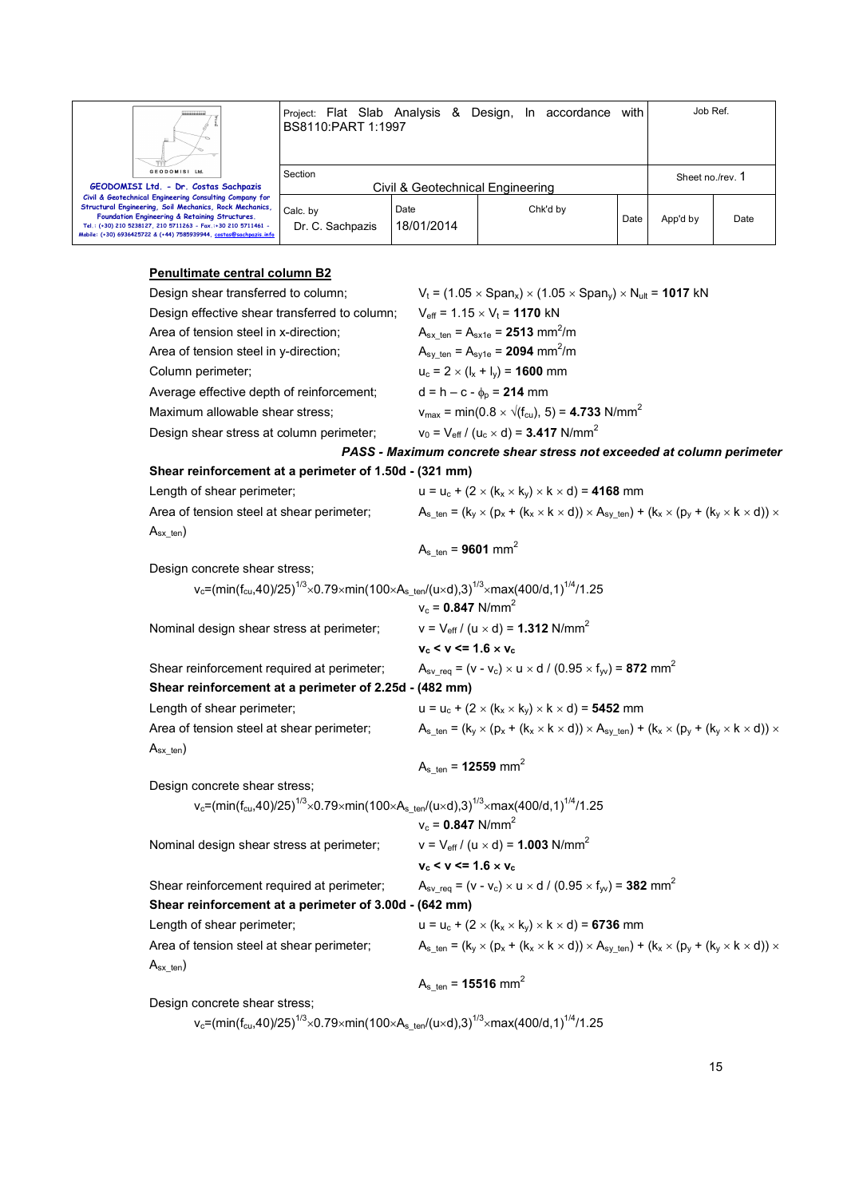## Penultimate central column B2

Design shear transferred to column; $V_t = (1.05 \times Span_x) \times (1.05 \times Span_y) \times N_{ult}$ = **1017** kN

Design effective shear transferred to column; $V_{eff} = 1.15 \times V_t$ = **1170** kN

Area of tension steel in x-direction; $A_{sx\_ten} = A_{sx1e}$ = **2513** mm$^2$/m

Area of tension steel in y-direction; $A_{sy\_ten} = A_{sy1e}$ = **2094** mm$^2$/m

Column perimeter; $u_c = 2 \times (l_x + l_y)$ = **1600** mm

Average effective depth of reinforcement; $d = h - c - \phi_p$ = **214** mm

Maximum allowable shear stress; $v_{max} = \min(0.8 \times \sqrt{(f_{cu})}, 5)$ = **4.733** N/mm$^2$

Design shear stress at column perimeter; $v_0 = V_{eff} / (u_c \times d)$ = **3.417** N/mm$^2$

***PASS - Maximum concrete shear stress not exceeded at column perimeter***

**Shear reinforcement at a perimeter of 1.50d - (321 mm)**

Length of shear perimeter; $u = u_c + (2 \times (k_x \times k_y) \times k \times d)$ = **4168** mm

Area of tension steel at shear perimeter; $A_{s\_ten} = (k_y \times (p_x + (k_x \times k \times d)) \times A_{sy\_ten}) + (k_x \times (p_y + (k_y \times k \times d)) \times A_{sx\_ten})$

$A_{s\_ten}$ = **9601** mm$^2$

Design concrete shear stress;

$v_c=(\min(f_{cu},40)/25)^{1/3}\times0.79\times\min(100\times A_{s\_ten}/(u\times d),3)^{1/3}\times\max(400/d,1)^{1/4}/1.25$

$v_c$ = **0.847** N/mm$^2$

Nominal design shear stress at perimeter; $v = V_{eff} / (u \times d)$ = **1.312** N/mm$^2$

$\mathbf{v_c < v <= 1.6 \times v_c}$

Shear reinforcement required at perimeter; $A_{sv\_req} = (v - v_c) \times u \times d / (0.95 \times f_{yv})$ = **872** mm$^2$

**Shear reinforcement at a perimeter of 2.25d - (482 mm)**

Length of shear perimeter; $u = u_c + (2 \times (k_x \times k_y) \times k \times d)$ = **5452** mm

Area of tension steel at shear perimeter; $A_{s\_ten} = (k_y \times (p_x + (k_x \times k \times d)) \times A_{sy\_ten}) + (k_x \times (p_y + (k_y \times k \times d)) \times A_{sx\_ten})$

$A_{s\_ten}$ = **12559** mm$^2$

Design concrete shear stress;

$v_c=(\min(f_{cu},40)/25)^{1/3}\times0.79\times\min(100\times A_{s\_ten}/(u\times d),3)^{1/3}\times\max(400/d,1)^{1/4}/1.25$

$v_c$ = **0.847** N/mm$^2$

Nominal design shear stress at perimeter; $v = V_{eff} / (u \times d)$ = **1.003** N/mm$^2$

$\mathbf{v_c < v <= 1.6 \times v_c}$

Shear reinforcement required at perimeter; $A_{sv\_req} = (v - v_c) \times u \times d / (0.95 \times f_{yv})$ = **382** mm$^2$

**Shear reinforcement at a perimeter of 3.00d - (642 mm)**

Length of shear perimeter; $u = u_c + (2 \times (k_x \times k_y) \times k \times d)$ = **6736** mm

Area of tension steel at shear perimeter; $A_{s\_ten} = (k_y \times (p_x + (k_x \times k \times d)) \times A_{sy\_ten}) + (k_x \times (p_y + (k_y \times k \times d)) \times A_{sx\_ten})$

$A_{s\_ten}$ = **15516** mm$^2$

Design concrete shear stress;

$v_c=(\min(f_{cu},40)/25)^{1/3}\times0.79\times\min(100\times A_{s\_ten}/(u\times d),3)^{1/3}\times\max(400/d,1)^{1/4}/1.25$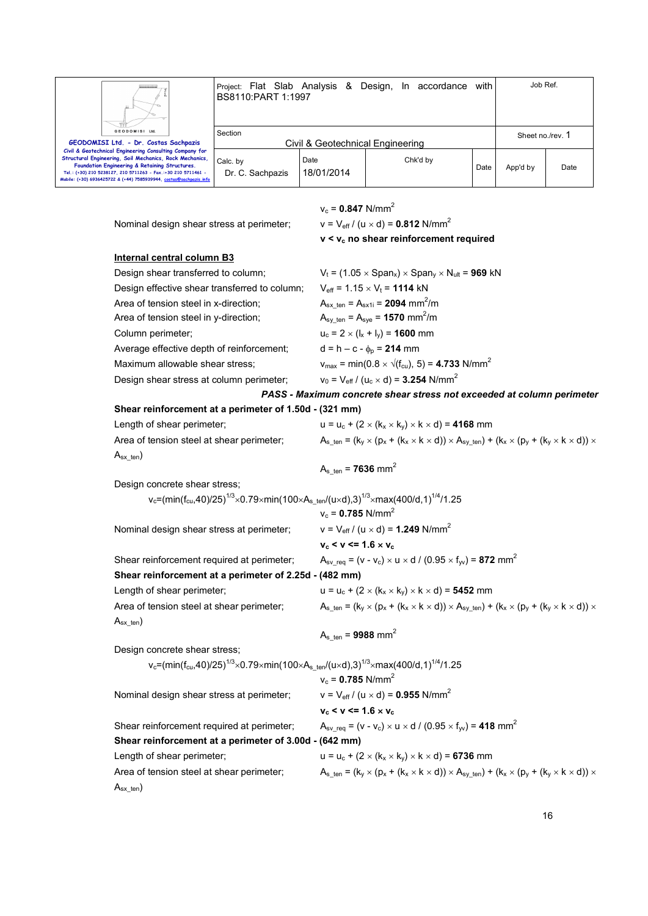$v_c$ = **0.847** N/mm$^2$

Nominal design shear stress at perimeter; $v = V_{eff} / (u \times d)$ = **0.812** N/mm$^2$

**$v < v_c$ no shear reinforcement required**

**Internal central column B3**

Design shear transferred to column; $V_t = (1.05 \times Span_x) \times Span_y \times N_{ult}$ = **969** kN

Design effective shear transferred to column; $V_{eff} = 1.15 \times V_t$ = **1114** kN

Area of tension steel in x-direction; $A_{sx\_ten} = A_{sx1i}$ = **2094** mm$^2$/m

Area of tension steel in y-direction; $A_{sy\_ten} = A_{sye}$ = **1570** mm$^2$/m

Column perimeter; $u_c = 2 \times (l_x + l_y)$ = **1600** mm

Average effective depth of reinforcement; $d = h - c - \phi_p$ = **214** mm

Maximum allowable shear stress; $v_{max} = \min(0.8 \times \sqrt{(f_{cu})}, 5)$ = **4.733** N/mm$^2$

Design shear stress at column perimeter; $v_0 = V_{eff} / (u_c \times d)$ = **3.254** N/mm$^2$

***PASS - Maximum concrete shear stress not exceeded at column perimeter***

**Shear reinforcement at a perimeter of 1.50d - (321 mm)**

Length of shear perimeter; $u = u_c + (2 \times (k_x \times k_y) \times k \times d)$ = **4168** mm

Area of tension steel at shear perimeter; $A_{s\_ten} = (k_y \times (p_x + (k_x \times k \times d)) \times A_{sy\_ten}) + (k_x \times (p_y + (k_y \times k \times d)) \times A_{sx\_ten})$

$A_{s\_ten}$ = **7636** mm$^2$

Design concrete shear stress;

$v_c=(\min(f_{cu},40)/25)^{1/3}\times 0.79\times \min(100\times A_{s\_ten}/(u\times d),3)^{1/3}\times \max(400/d,1)^{1/4}/1.25$

$v_c$ = **0.785** N/mm$^2$

Nominal design shear stress at perimeter; $v = V_{eff} / (u \times d)$ = **1.249** N/mm$^2$

**$v_c < v <= 1.6 \times v_c$**

Shear reinforcement required at perimeter; $A_{sv\_req} = (v - v_c) \times u \times d / (0.95 \times f_{yv})$ = **872** mm$^2$

**Shear reinforcement at a perimeter of 2.25d - (482 mm)**

Length of shear perimeter; $u = u_c + (2 \times (k_x \times k_y) \times k \times d)$ = **5452** mm

Area of tension steel at shear perimeter; $A_{s\_ten} = (k_y \times (p_x + (k_x \times k \times d)) \times A_{sy\_ten}) + (k_x \times (p_y + (k_y \times k \times d)) \times A_{sx\_ten})$

$A_{s\_ten}$ = **9988** mm$^2$

Design concrete shear stress;

$v_c=(\min(f_{cu},40)/25)^{1/3}\times 0.79\times \min(100\times A_{s\_ten}/(u\times d),3)^{1/3}\times \max(400/d,1)^{1/4}/1.25$

$v_c$ = **0.785** N/mm$^2$

Nominal design shear stress at perimeter; $v = V_{eff} / (u \times d)$ = **0.955** N/mm$^2$

**$v_c < v <= 1.6 \times v_c$**

Shear reinforcement required at perimeter; $A_{sv\_req} = (v - v_c) \times u \times d / (0.95 \times f_{yv})$ = **418** mm$^2$

**Shear reinforcement at a perimeter of 3.00d - (642 mm)**

Length of shear perimeter; $u = u_c + (2 \times (k_x \times k_y) \times k \times d)$ = **6736** mm

Area of tension steel at shear perimeter; $A_{s\_ten} = (k_y \times (p_x + (k_x \times k \times d)) \times A_{sy\_ten}) + (k_x \times (p_y + (k_y \times k \times d)) \times A_{sx\_ten})$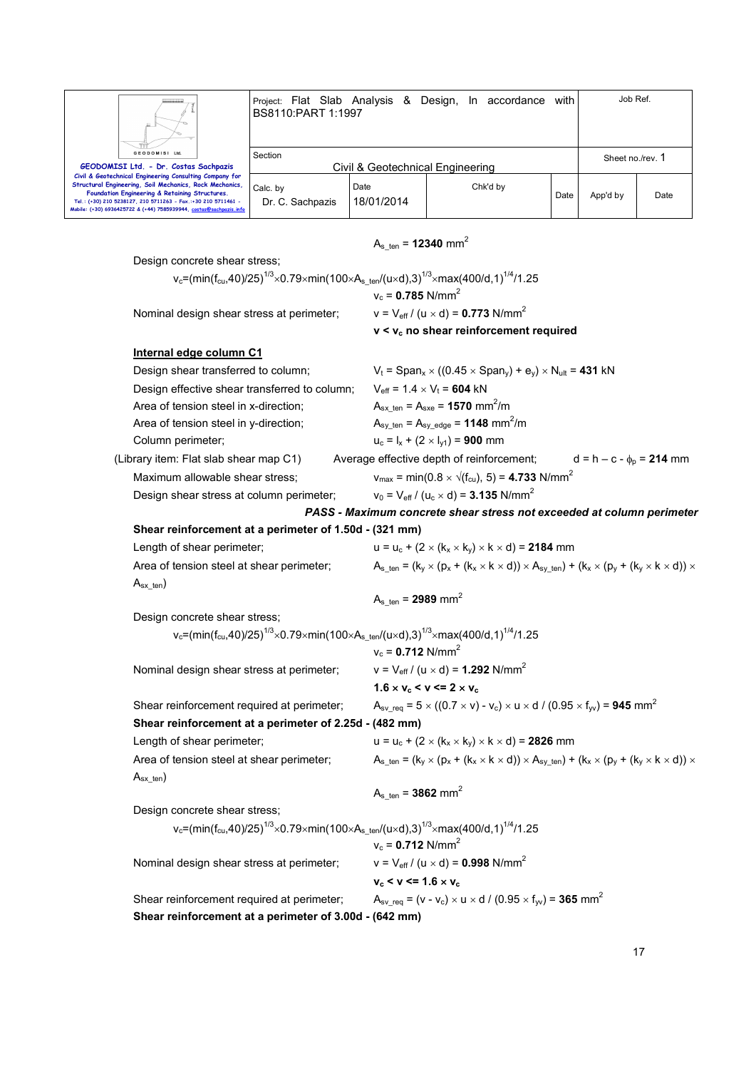$A_{s\_ten}$ = **12340** mm$^2$

Design concrete shear stress;

$v_c$=(min($f_{cu}$,40)/25)$^{1/3}$×0.79×min(100×$A_{s\_ten}$/(u×d),3)$^{1/3}$×max(400/d,1)$^{1/4}$/1.25

$v_c$ = **0.785** N/mm$^2$

Nominal design shear stress at perimeter; $v = V_{eff} / (u \times d)$ = **0.773** N/mm$^2$

**$v < v_c$ no shear reinforcement required**

**Internal edge column C1**

Design shear transferred to column; $V_t = Span_x \times ((0.45 \times Span_y) + e_y) \times N_{ult}$ = **431** kN

Design effective shear transferred to column; $V_{eff} = 1.4 \times V_t$ = **604** kN

Area of tension steel in x-direction; $A_{sx\_ten} = A_{sxe}$ = **1570** mm$^2$/m

Area of tension steel in y-direction; $A_{sy\_ten} = A_{sy\_edge}$ = **1148** mm$^2$/m

Column perimeter; $u_c = l_x + (2 \times l_{y1})$ = **900** mm

(Library item: Flat slab shear map C1) Average effective depth of reinforcement; $d = h - c - \phi_p$ = **214** mm

Maximum allowable shear stress; $v_{max} = \min(0.8 \times \sqrt{(f_{cu})}, 5)$ = **4.733** N/mm$^2$

Design shear stress at column perimeter; $v_0 = V_{eff} / (u_c \times d)$ = **3.135** N/mm$^2$

***PASS - Maximum concrete shear stress not exceeded at column perimeter***

**Shear reinforcement at a perimeter of 1.50d - (321 mm)**

Length of shear perimeter; $u = u_c + (2 \times (k_x \times k_y) \times k \times d)$ = **2184** mm

Area of tension steel at shear perimeter; $A_{s\_ten} = (k_y \times (p_x + (k_x \times k \times d)) \times A_{sy\_ten}) + (k_x \times (p_y + (k_y \times k \times d)) \times A_{sx\_ten})$

$A_{s\_ten}$ = **2989** mm$^2$

Design concrete shear stress;

$v_c$=(min($f_{cu}$,40)/25)$^{1/3}$×0.79×min(100×$A_{s\_ten}$/(u×d),3)$^{1/3}$×max(400/d,1)$^{1/4}$/1.25

$v_c$ = **0.712** N/mm$^2$

Nominal design shear stress at perimeter; $v = V_{eff} / (u \times d)$ = **1.292** N/mm$^2$

**$1.6 \times v_c < v <= 2 \times v_c$**

Shear reinforcement required at perimeter; $A_{sv\_req} = 5 \times ((0.7 \times v) - v_c) \times u \times d / (0.95 \times f_{yv})$ = **945** mm$^2$

**Shear reinforcement at a perimeter of 2.25d - (482 mm)**

Length of shear perimeter; $u = u_c + (2 \times (k_x \times k_y) \times k \times d)$ = **2826** mm

Area of tension steel at shear perimeter; $A_{s\_ten} = (k_y \times (p_x + (k_x \times k \times d)) \times A_{sy\_ten}) + (k_x \times (p_y + (k_y \times k \times d)) \times A_{sx\_ten})$

$A_{s\_ten}$ = **3862** mm$^2$

Design concrete shear stress;

$v_c$=(min($f_{cu}$,40)/25)$^{1/3}$×0.79×min(100×$A_{s\_ten}$/(u×d),3)$^{1/3}$×max(400/d,1)$^{1/4}$/1.25

$v_c$ = **0.712** N/mm$^2$

Nominal design shear stress at perimeter; $v = V_{eff} / (u \times d)$ = **0.998** N/mm$^2$

**$v_c < v <= 1.6 \times v_c$**

Shear reinforcement required at perimeter; $A_{sv\_req} = (v - v_c) \times u \times d / (0.95 \times f_{yv})$ = **365** mm$^2$

**Shear reinforcement at a perimeter of 3.00d - (642 mm)**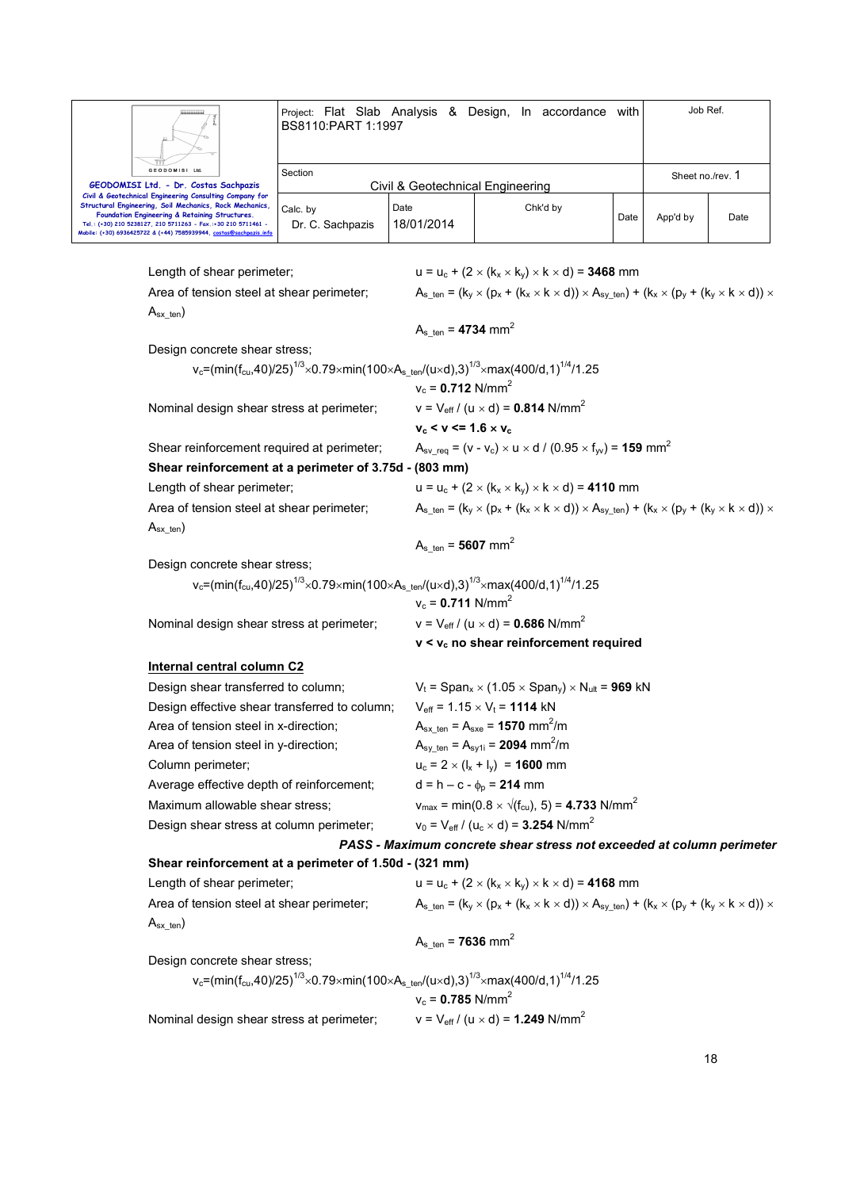Length of shear perimeter; $u = u_c + (2 \times (k_x \times k_y) \times k \times d) = \mathbf{3468}$ mm

Area of tension steel at shear perimeter; $A_{s\_ten} = (k_y \times (p_x + (k_x \times k \times d)) \times A_{sy\_ten}) + (k_x \times (p_y + (k_y \times k \times d)) \times A_{sx\_ten})$

$A_{s\_ten} = \mathbf{4734}$ mm$^2$

Design concrete shear stress;

$v_c = (\min(f_{cu},40)/25)^{1/3} \times 0.79 \times \min(100 \times A_{s\_ten}/(u \times d),3)^{1/3} \times \max(400/d,1)^{1/4}/1.25$

$v_c = \mathbf{0.712}$ N/mm$^2$

Nominal design shear stress at perimeter; $v = V_{eff} / (u \times d) = \mathbf{0.814}$ N/mm$^2$

$\mathbf{v_c < v <= 1.6 \times v_c}$

Shear reinforcement required at perimeter; $A_{sv\_req} = (v - v_c) \times u \times d / (0.95 \times f_{yv}) = \mathbf{159}$ mm$^2$

**Shear reinforcement at a perimeter of 3.75d - (803 mm)**

Length of shear perimeter; $u = u_c + (2 \times (k_x \times k_y) \times k \times d) = \mathbf{4110}$ mm

Area of tension steel at shear perimeter; $A_{s\_ten} = (k_y \times (p_x + (k_x \times k \times d)) \times A_{sy\_ten}) + (k_x \times (p_y + (k_y \times k \times d)) \times A_{sx\_ten})$

$A_{s\_ten} = \mathbf{5607}$ mm$^2$

Design concrete shear stress;

$v_c = (\min(f_{cu},40)/25)^{1/3} \times 0.79 \times \min(100 \times A_{s\_ten}/(u \times d),3)^{1/3} \times \max(400/d,1)^{1/4}/1.25$

$v_c = \mathbf{0.711}$ N/mm$^2$

Nominal design shear stress at perimeter; $v = V_{eff} / (u \times d) = \mathbf{0.686}$ N/mm$^2$

**$v < v_c$ no shear reinforcement required**

**Internal central column C2**

Design shear transferred to column; $V_t = Span_x \times (1.05 \times Span_y) \times N_{ult} = \mathbf{969}$ kN

Design effective shear transferred to column; $V_{eff} = 1.15 \times V_t = \mathbf{1114}$ kN

Area of tension steel in x-direction; $A_{sx\_ten} = A_{sxe} = \mathbf{1570}$ mm$^2$/m

Area of tension steel in y-direction; $A_{sy\_ten} = A_{sy1i} = \mathbf{2094}$ mm$^2$/m

Column perimeter; $u_c = 2 \times (l_x + l_y) = \mathbf{1600}$ mm

Average effective depth of reinforcement; $d = h - c - \phi_p = \mathbf{214}$ mm

Maximum allowable shear stress; $v_{max} = \min(0.8 \times \sqrt{(f_{cu})}, 5) = \mathbf{4.733}$ N/mm$^2$

Design shear stress at column perimeter; $v_0 = V_{eff} / (u_c \times d) = \mathbf{3.254}$ N/mm$^2$

***PASS - Maximum concrete shear stress not exceeded at column perimeter***

**Shear reinforcement at a perimeter of 1.50d - (321 mm)**

Length of shear perimeter; $u = u_c + (2 \times (k_x \times k_y) \times k \times d) = \mathbf{4168}$ mm

Area of tension steel at shear perimeter; $A_{s\_ten} = (k_y \times (p_x + (k_x \times k \times d)) \times A_{sy\_ten}) + (k_x \times (p_y + (k_y \times k \times d)) \times A_{sx\_ten})$

$A_{s\_ten} = \mathbf{7636}$ mm$^2$

Design concrete shear stress;

$v_c = (\min(f_{cu},40)/25)^{1/3} \times 0.79 \times \min(100 \times A_{s\_ten}/(u \times d),3)^{1/3} \times \max(400/d,1)^{1/4}/1.25$

$v_c = \mathbf{0.785}$ N/mm$^2$

Nominal design shear stress at perimeter; $v = V_{eff} / (u \times d) = \mathbf{1.249}$ N/mm$^2$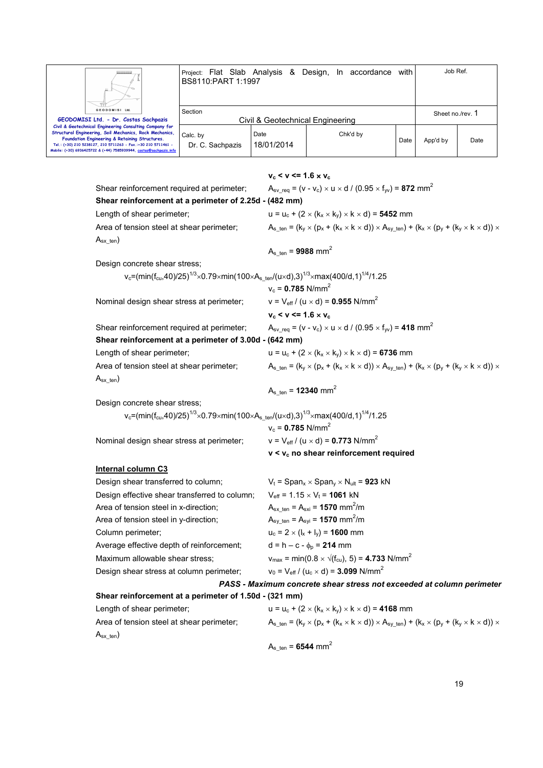$v_c < v <= 1.6 \times v_c$

Shear reinforcement required at perimeter; $A_{sv\_req} = (v - v_c) \times u \times d / (0.95 \times f_{yv})$ = **872** mm$^2$

**Shear reinforcement at a perimeter of 2.25d - (482 mm)**

Length of shear perimeter; $u = u_c + (2 \times (k_x \times k_y) \times k \times d)$ = **5452** mm

Area of tension steel at shear perimeter; $A_{s\_ten} = (k_y \times (p_x + (k_x \times k \times d)) \times A_{sy\_ten}) + (k_x \times (p_y + (k_y \times k \times d)) \times A_{sx\_ten})$

$A_{s\_ten}$ = **9988** mm$^2$

Design concrete shear stress;

$v_c = (\min(f_{cu},40)/25)^{1/3} \times 0.79 \times \min(100 \times A_{s\_ten}/(u \times d),3)^{1/3} \times \max(400/d,1)^{1/4}/1.25$

$v_c$ = **0.785** N/mm$^2$

Nominal design shear stress at perimeter; $v = V_{eff} / (u \times d)$ = **0.955** N/mm$^2$

$v_c < v <= 1.6 \times v_c$

Shear reinforcement required at perimeter; $A_{sv\_req} = (v - v_c) \times u \times d / (0.95 \times f_{yv})$ = **418** mm$^2$

**Shear reinforcement at a perimeter of 3.00d - (642 mm)**

Length of shear perimeter; $u = u_c + (2 \times (k_x \times k_y) \times k \times d)$ = **6736** mm

Area of tension steel at shear perimeter; $A_{s\_ten} = (k_y \times (p_x + (k_x \times k \times d)) \times A_{sy\_ten}) + (k_x \times (p_y + (k_y \times k \times d)) \times A_{sx\_ten})$

$A_{s\_ten}$ = **12340** mm$^2$

Design concrete shear stress;

$v_c = (\min(f_{cu},40)/25)^{1/3} \times 0.79 \times \min(100 \times A_{s\_ten}/(u \times d),3)^{1/3} \times \max(400/d,1)^{1/4}/1.25$

$v_c$ = **0.785** N/mm$^2$

Nominal design shear stress at perimeter; $v = V_{eff} / (u \times d)$ = **0.773** N/mm$^2$

**$v < v_c$ no shear reinforcement required**

**Internal column C3**

Design shear transferred to column; $V_t = Span_x \times Span_y \times N_{ult}$ = **923** kN

Design effective shear transferred to column; $V_{eff} = 1.15 \times V_t$ = **1061** kN

Area of tension steel in x-direction; $A_{sx\_ten} = A_{sxi}$ = **1570** mm$^2$/m

Area of tension steel in y-direction; $A_{sy\_ten} = A_{syi}$ = **1570** mm$^2$/m

Column perimeter; $u_c = 2 \times (l_x + l_y)$ = **1600** mm

Average effective depth of reinforcement; $d = h - c - \phi_p$ = **214** mm

Maximum allowable shear stress; $v_{max} = \min(0.8 \times \sqrt{f_{cu}}, 5)$ = **4.733** N/mm$^2$

Design shear stress at column perimeter; $v_0 = V_{eff} / (u_c \times d)$ = **3.099** N/mm$^2$

***PASS - Maximum concrete shear stress not exceeded at column perimeter***

**Shear reinforcement at a perimeter of 1.50d - (321 mm)**

Length of shear perimeter; $u = u_c + (2 \times (k_x \times k_y) \times k \times d)$ = **4168** mm

Area of tension steel at shear perimeter; $A_{s\_ten} = (k_y \times (p_x + (k_x \times k \times d)) \times A_{sy\_ten}) + (k_x \times (p_y + (k_y \times k \times d)) \times A_{sx\_ten})$

$A_{s\_ten}$ = **6544** mm$^2$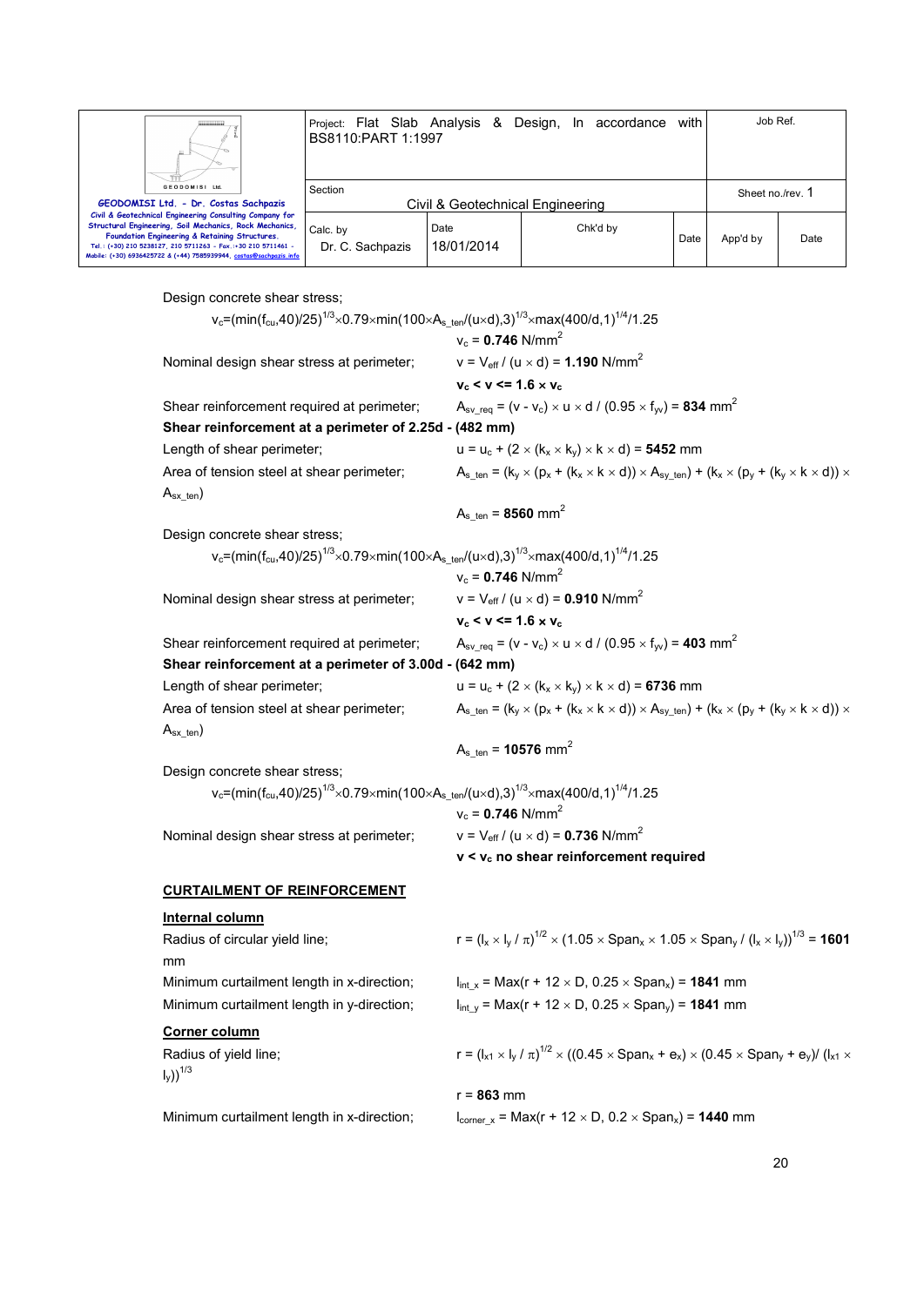Design concrete shear stress;

$v_c = (\min(f_{cu},40)/25)^{1/3} \times 0.79 \times \min(100 \times A_{s\_ten}/(u \times d),3)^{1/3} \times \max(400/d,1)^{1/4}/1.25$

$v_c$ = **0.746** N/mm$^2$

Nominal design shear stress at perimeter; $v = V_{eff} / (u \times d)$ = **1.190** N/mm$^2$

**$v_c < v <= 1.6 \times v_c$**

Shear reinforcement required at perimeter; $A_{sv\_req} = (v - v_c) \times u \times d / (0.95 \times f_{yv})$ = **834** mm$^2$

**Shear reinforcement at a perimeter of 2.25d - (482 mm)**

Length of shear perimeter; $u = u_c + (2 \times (k_x \times k_y) \times k \times d)$ = **5452** mm

Area of tension steel at shear perimeter; $A_{s\_ten} = (k_y \times (p_x + (k_x \times k \times d)) \times A_{sy\_ten}) + (k_x \times (p_y + (k_y \times k \times d)) \times A_{sx\_ten})$

$A_{s\_ten}$ = **8560** mm$^2$

Design concrete shear stress;

$v_c = (\min(f_{cu},40)/25)^{1/3} \times 0.79 \times \min(100 \times A_{s\_ten}/(u \times d),3)^{1/3} \times \max(400/d,1)^{1/4}/1.25$

$v_c$ = **0.746** N/mm$^2$

Nominal design shear stress at perimeter; $v = V_{eff} / (u \times d)$ = **0.910** N/mm$^2$

**$v_c < v <= 1.6 \times v_c$**

Shear reinforcement required at perimeter; $A_{sv\_req} = (v - v_c) \times u \times d / (0.95 \times f_{yv})$ = **403** mm$^2$

**Shear reinforcement at a perimeter of 3.00d - (642 mm)**

Length of shear perimeter; $u = u_c + (2 \times (k_x \times k_y) \times k \times d)$ = **6736** mm

Area of tension steel at shear perimeter; $A_{s\_ten} = (k_y \times (p_x + (k_x \times k \times d)) \times A_{sy\_ten}) + (k_x \times (p_y + (k_y \times k \times d)) \times A_{sx\_ten})$

$A_{s\_ten}$ = **10576** mm$^2$

Design concrete shear stress;

$v_c = (\min(f_{cu},40)/25)^{1/3} \times 0.79 \times \min(100 \times A_{s\_ten}/(u \times d),3)^{1/3} \times \max(400/d,1)^{1/4}/1.25$

$v_c$ = **0.746** N/mm$^2$

Nominal design shear stress at perimeter; $v = V_{eff} / (u \times d)$ = **0.736** N/mm$^2$

**$v < v_c$ no shear reinforcement required**

## CURTAILMENT OF REINFORCEMENT

### Internal column

Radius of circular yield line; $r = (l_x \times l_y / \pi)^{1/2} \times (1.05 \times Span_x \times 1.05 \times Span_y / (l_x \times l_y))^{1/3}$ = **1601** mm

Minimum curtailment length in x-direction; $l_{int\_x} = \text{Max}(r + 12 \times D, 0.25 \times Span_x)$ = **1841** mm

Minimum curtailment length in y-direction; $l_{int\_y} = \text{Max}(r + 12 \times D, 0.25 \times Span_y)$ = **1841** mm

### Corner column

Radius of yield line; $r = (l_{x1} \times l_y / \pi)^{1/2} \times ((0.45 \times Span_x + e_x) \times (0.45 \times Span_y + e_y)/ (l_{x1} \times l_y))^{1/3}$

$r$ = **863** mm

Minimum curtailment length in x-direction; $l_{corner\_x} = \text{Max}(r + 12 \times D, 0.2 \times Span_x)$ = **1440** mm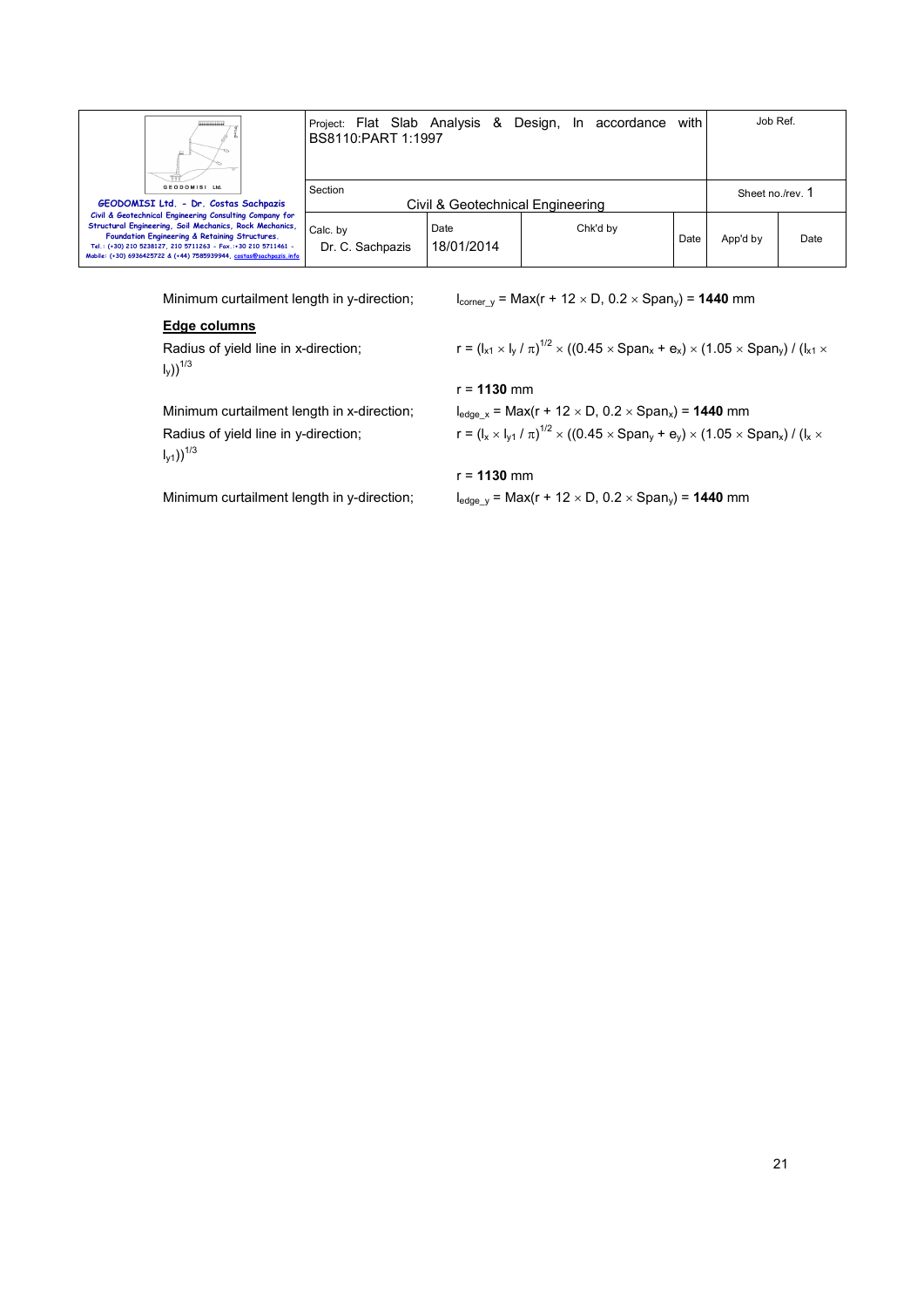Minimum curtailment length in y-direction; $l_{corner\_y} = \text{Max}(r + 12 \times D, 0.2 \times \text{Span}_y) = \mathbf{1440}$ mm

**Edge columns**

Radius of yield line in x-direction; $r = (l_{x1} \times l_y / \pi)^{1/2} \times ((0.45 \times \text{Span}_x + e_x) \times (1.05 \times \text{Span}_y) / (l_{x1} \times l_y))^{1/3}$

$r = \mathbf{1130}$ mm

Minimum curtailment length in x-direction; $l_{edge\_x} = \text{Max}(r + 12 \times D, 0.2 \times \text{Span}_x) = \mathbf{1440}$ mm

Radius of yield line in y-direction; $r = (l_x \times l_{y1} / \pi)^{1/2} \times ((0.45 \times \text{Span}_y + e_y) \times (1.05 \times \text{Span}_x) / (l_x \times l_{y1}))^{1/3}$

$r = \mathbf{1130}$ mm

Minimum curtailment length in y-direction; $l_{edge\_y} = \text{Max}(r + 12 \times D, 0.2 \times \text{Span}_y) = \mathbf{1440}$ mm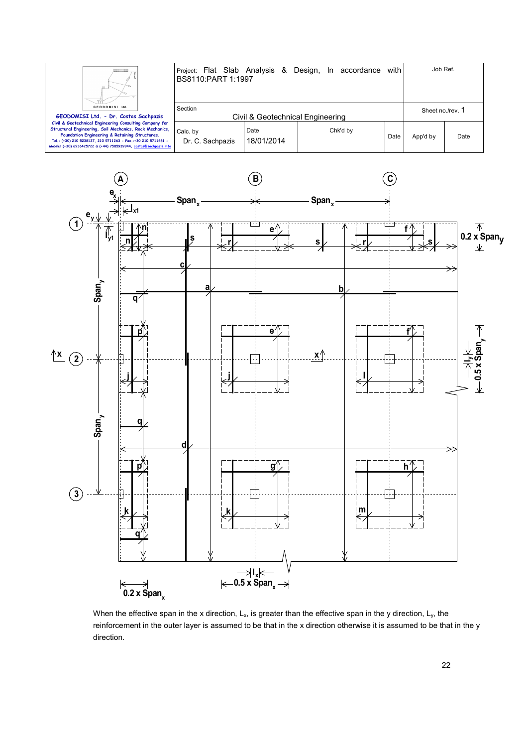When the effective span in the x direction, $L_x$, is greater than the effective span in the y direction, $L_y$, the reinforcement in the outer layer is assumed to be that in the x direction otherwise it is assumed to be that in the y direction.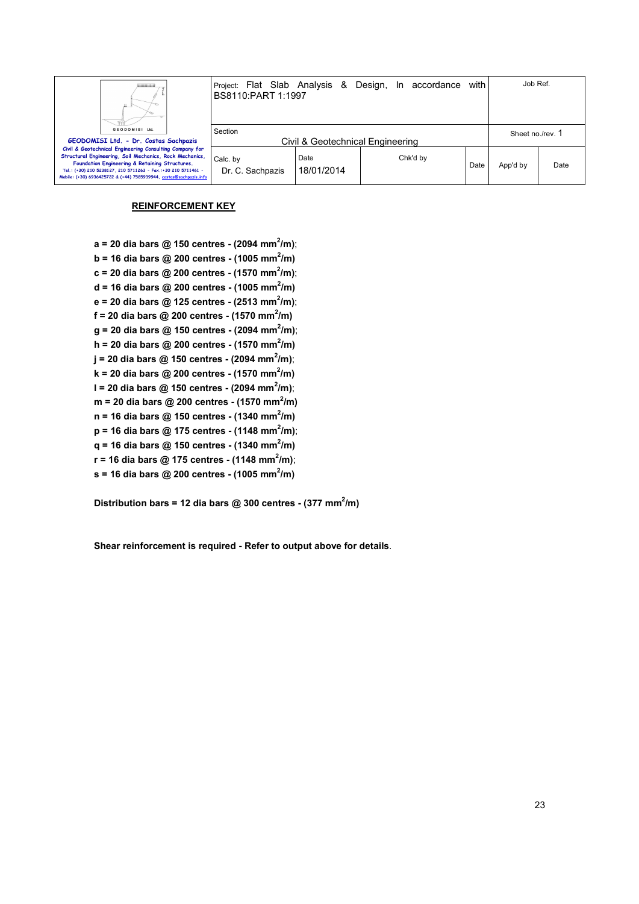## REINFORCEMENT KEY

**a = 20 dia bars @ 150 centres - (2094 mm$^2$/m)**;
**b = 16 dia bars @ 200 centres - (1005 mm$^2$/m)**
**c = 20 dia bars @ 200 centres - (1570 mm$^2$/m)**;
**d = 16 dia bars @ 200 centres - (1005 mm$^2$/m)**
**e = 20 dia bars @ 125 centres - (2513 mm$^2$/m)**;
**f = 20 dia bars @ 200 centres - (1570 mm$^2$/m)**
**g = 20 dia bars @ 150 centres - (2094 mm$^2$/m)**;
**h = 20 dia bars @ 200 centres - (1570 mm$^2$/m)**
**j = 20 dia bars @ 150 centres - (2094 mm$^2$/m)**;
**k = 20 dia bars @ 200 centres - (1570 mm$^2$/m)**
**l = 20 dia bars @ 150 centres - (2094 mm$^2$/m)**;
**m = 20 dia bars @ 200 centres - (1570 mm$^2$/m)**
**n = 16 dia bars @ 150 centres - (1340 mm$^2$/m)**
**p = 16 dia bars @ 175 centres - (1148 mm$^2$/m)**;
**q = 16 dia bars @ 150 centres - (1340 mm$^2$/m)**
**r = 16 dia bars @ 175 centres - (1148 mm$^2$/m)**;
**s = 16 dia bars @ 200 centres - (1005 mm$^2$/m)**

**Distribution bars = 12 dia bars @ 300 centres - (377 mm$^2$/m)**

**Shear reinforcement is required - Refer to output above for details**.